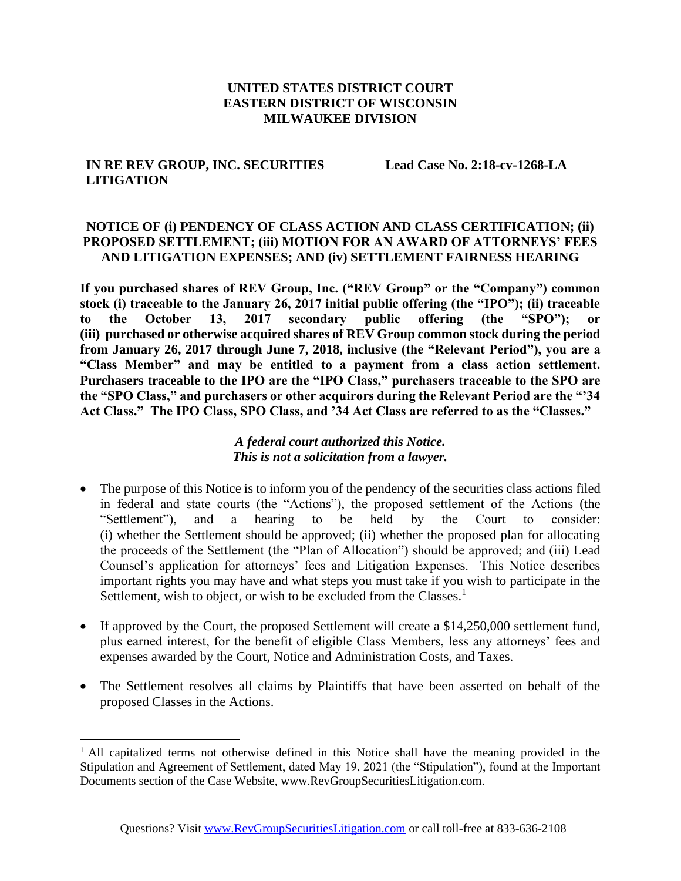**UNITED STATES DISTRICT COURT**
**EASTERN DISTRICT OF WISCONSIN**
**MILWAUKEE DIVISION**

| **IN RE REV GROUP, INC. SECURITIES LITIGATION** | **Lead Case No. 2:18-cv-1268-LA** |
| --- | --- |

# NOTICE OF (i) PENDENCY OF CLASS ACTION AND CLASS CERTIFICATION; (ii) PROPOSED SETTLEMENT; (iii) MOTION FOR AN AWARD OF ATTORNEYS' FEES AND LITIGATION EXPENSES; AND (iv) SETTLEMENT FAIRNESS HEARING

**If you purchased shares of REV Group, Inc. ("REV Group" or the "Company") common stock (i) traceable to the January 26, 2017 initial public offering (the "IPO"); (ii) traceable to the October 13, 2017 secondary public offering (the "SPO"); or (iii) purchased or otherwise acquired shares of REV Group common stock during the period from January 26, 2017 through June 7, 2018, inclusive (the "Relevant Period"), you are a "Class Member" and may be entitled to a payment from a class action settlement. Purchasers traceable to the IPO are the "IPO Class," purchasers traceable to the SPO are the "SPO Class," and purchasers or other acquirors during the Relevant Period are the "'34 Act Class." The IPO Class, SPO Class, and '34 Act Class are referred to as the "Classes."**

***A federal court authorized this Notice.***
***This is not a solicitation from a lawyer.***

- The purpose of this Notice is to inform you of the pendency of the securities class actions filed in federal and state courts (the "Actions"), the proposed settlement of the Actions (the "Settlement"), and a hearing to be held by the Court to consider: (i) whether the Settlement should be approved; (ii) whether the proposed plan for allocating the proceeds of the Settlement (the "Plan of Allocation") should be approved; and (iii) Lead Counsel's application for attorneys' fees and Litigation Expenses. This Notice describes important rights you may have and what steps you must take if you wish to participate in the Settlement, wish to object, or wish to be excluded from the Classes.[1]

- If approved by the Court, the proposed Settlement will create a $14,250,000 settlement fund, plus earned interest, for the benefit of eligible Class Members, less any attorneys' fees and expenses awarded by the Court, Notice and Administration Costs, and Taxes.

- The Settlement resolves all claims by Plaintiffs that have been asserted on behalf of the proposed Classes in the Actions.

[1] All capitalized terms not otherwise defined in this Notice shall have the meaning provided in the Stipulation and Agreement of Settlement, dated May 19, 2021 (the "Stipulation"), found at the Important Documents section of the Case Website, www.RevGroupSecuritiesLitigation.com.

Questions? Visit www.RevGroupSecuritiesLitigation.com or call toll-free at 833-636-2108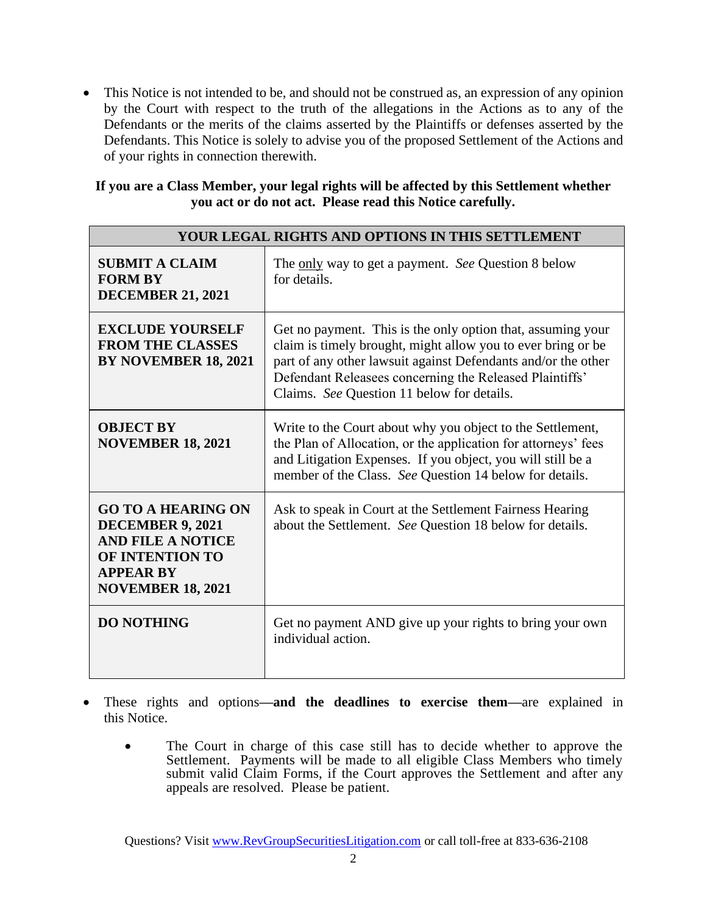- This Notice is not intended to be, and should not be construed as, an expression of any opinion by the Court with respect to the truth of the allegations in the Actions as to any of the Defendants or the merits of the claims asserted by the Plaintiffs or defenses asserted by the Defendants. This Notice is solely to advise you of the proposed Settlement of the Actions and of your rights in connection therewith.

**If you are a Class Member, your legal rights will be affected by this Settlement whether you act or do not act. Please read this Notice carefully.**

| **YOUR LEGAL RIGHTS AND OPTIONS IN THIS SETTLEMENT** | |
|---|---|
| **SUBMIT A CLAIM FORM BY DECEMBER 21, 2021** | The only way to get a payment. *See* Question 8 below for details. |
| **EXCLUDE YOURSELF FROM THE CLASSES BY NOVEMBER 18, 2021** | Get no payment. This is the only option that, assuming your claim is timely brought, might allow you to ever bring or be part of any other lawsuit against Defendants and/or the other Defendant Releasees concerning the Released Plaintiffs' Claims. *See* Question 11 below for details. |
| **OBJECT BY NOVEMBER 18, 2021** | Write to the Court about why you object to the Settlement, the Plan of Allocation, or the application for attorneys' fees and Litigation Expenses. If you object, you will still be a member of the Class. *See* Question 14 below for details. |
| **GO TO A HEARING ON DECEMBER 9, 2021 AND FILE A NOTICE OF INTENTION TO APPEAR BY NOVEMBER 18, 2021** | Ask to speak in Court at the Settlement Fairness Hearing about the Settlement. *See* Question 18 below for details. |
| **DO NOTHING** | Get no payment AND give up your rights to bring your own individual action. |

- These rights and options—**and the deadlines to exercise them**—are explained in this Notice.

  - The Court in charge of this case still has to decide whether to approve the Settlement. Payments will be made to all eligible Class Members who timely submit valid Claim Forms, if the Court approves the Settlement and after any appeals are resolved. Please be patient.

Questions? Visit www.RevGroupSecuritiesLitigation.com or call toll-free at 833-636-2108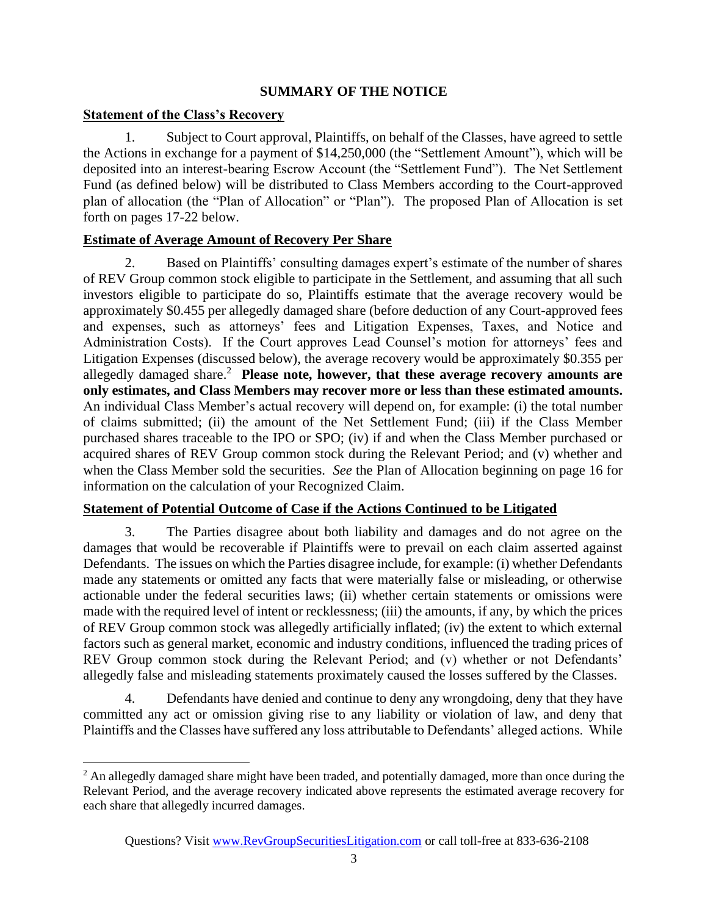## SUMMARY OF THE NOTICE

**Statement of the Class's Recovery**

1. Subject to Court approval, Plaintiffs, on behalf of the Classes, have agreed to settle the Actions in exchange for a payment of $14,250,000 (the "Settlement Amount"), which will be deposited into an interest-bearing Escrow Account (the "Settlement Fund"). The Net Settlement Fund (as defined below) will be distributed to Class Members according to the Court-approved plan of allocation (the "Plan of Allocation" or "Plan"). The proposed Plan of Allocation is set forth on pages 17-22 below.

**Estimate of Average Amount of Recovery Per Share**

2. Based on Plaintiffs' consulting damages expert's estimate of the number of shares of REV Group common stock eligible to participate in the Settlement, and assuming that all such investors eligible to participate do so, Plaintiffs estimate that the average recovery would be approximately $0.455 per allegedly damaged share (before deduction of any Court-approved fees and expenses, such as attorneys' fees and Litigation Expenses, Taxes, and Notice and Administration Costs). If the Court approves Lead Counsel's motion for attorneys' fees and Litigation Expenses (discussed below), the average recovery would be approximately $0.355 per allegedly damaged share.[2] **Please note, however, that these average recovery amounts are only estimates, and Class Members may recover more or less than these estimated amounts.** An individual Class Member's actual recovery will depend on, for example: (i) the total number of claims submitted; (ii) the amount of the Net Settlement Fund; (iii) if the Class Member purchased shares traceable to the IPO or SPO; (iv) if and when the Class Member purchased or acquired shares of REV Group common stock during the Relevant Period; and (v) whether and when the Class Member sold the securities. *See* the Plan of Allocation beginning on page 16 for information on the calculation of your Recognized Claim.

**Statement of Potential Outcome of Case if the Actions Continued to be Litigated**

3. The Parties disagree about both liability and damages and do not agree on the damages that would be recoverable if Plaintiffs were to prevail on each claim asserted against Defendants. The issues on which the Parties disagree include, for example: (i) whether Defendants made any statements or omitted any facts that were materially false or misleading, or otherwise actionable under the federal securities laws; (ii) whether certain statements or omissions were made with the required level of intent or recklessness; (iii) the amounts, if any, by which the prices of REV Group common stock was allegedly artificially inflated; (iv) the extent to which external factors such as general market, economic and industry conditions, influenced the trading prices of REV Group common stock during the Relevant Period; and (v) whether or not Defendants' allegedly false and misleading statements proximately caused the losses suffered by the Classes.

4. Defendants have denied and continue to deny any wrongdoing, deny that they have committed any act or omission giving rise to any liability or violation of law, and deny that Plaintiffs and the Classes have suffered any loss attributable to Defendants' alleged actions. While

[2] An allegedly damaged share might have been traded, and potentially damaged, more than once during the Relevant Period, and the average recovery indicated above represents the estimated average recovery for each share that allegedly incurred damages.

Questions? Visit www.RevGroupSecuritiesLitigation.com or call toll-free at 833-636-2108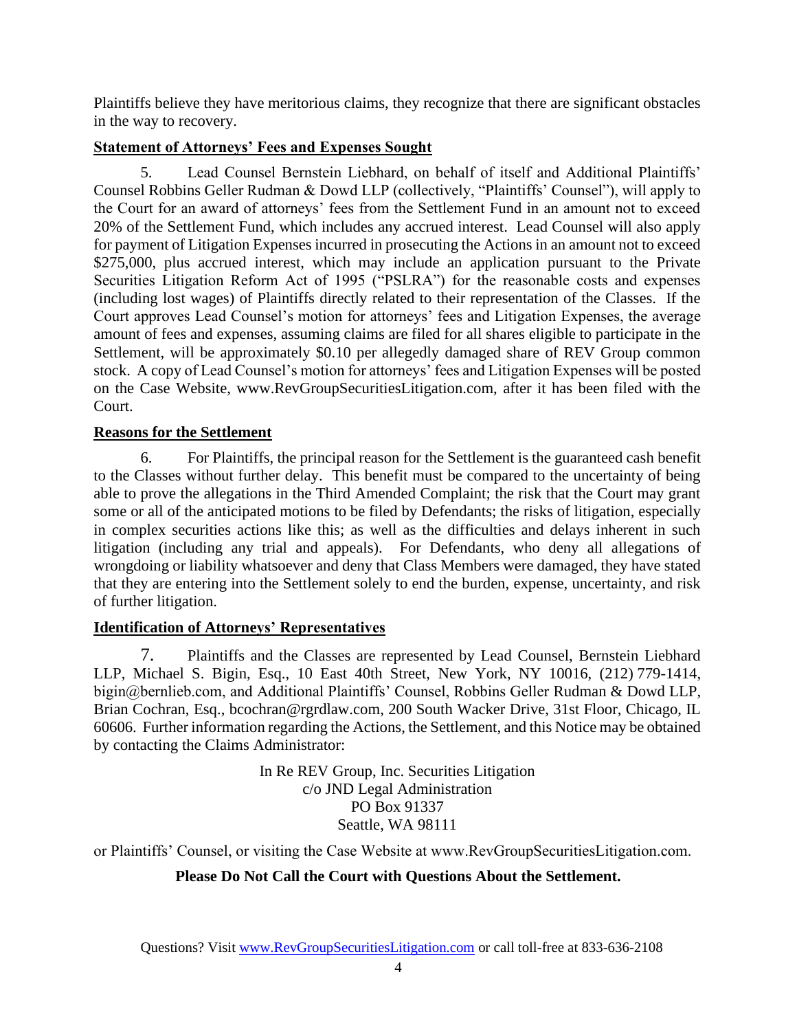Plaintiffs believe they have meritorious claims, they recognize that there are significant obstacles in the way to recovery.

**Statement of Attorneys' Fees and Expenses Sought**

5. Lead Counsel Bernstein Liebhard, on behalf of itself and Additional Plaintiffs' Counsel Robbins Geller Rudman & Dowd LLP (collectively, "Plaintiffs' Counsel"), will apply to the Court for an award of attorneys' fees from the Settlement Fund in an amount not to exceed 20% of the Settlement Fund, which includes any accrued interest. Lead Counsel will also apply for payment of Litigation Expenses incurred in prosecuting the Actions in an amount not to exceed $275,000, plus accrued interest, which may include an application pursuant to the Private Securities Litigation Reform Act of 1995 ("PSLRA") for the reasonable costs and expenses (including lost wages) of Plaintiffs directly related to their representation of the Classes. If the Court approves Lead Counsel's motion for attorneys' fees and Litigation Expenses, the average amount of fees and expenses, assuming claims are filed for all shares eligible to participate in the Settlement, will be approximately $0.10 per allegedly damaged share of REV Group common stock. A copy of Lead Counsel's motion for attorneys' fees and Litigation Expenses will be posted on the Case Website, www.RevGroupSecuritiesLitigation.com, after it has been filed with the Court.

**Reasons for the Settlement**

6. For Plaintiffs, the principal reason for the Settlement is the guaranteed cash benefit to the Classes without further delay. This benefit must be compared to the uncertainty of being able to prove the allegations in the Third Amended Complaint; the risk that the Court may grant some or all of the anticipated motions to be filed by Defendants; the risks of litigation, especially in complex securities actions like this; as well as the difficulties and delays inherent in such litigation (including any trial and appeals). For Defendants, who deny all allegations of wrongdoing or liability whatsoever and deny that Class Members were damaged, they have stated that they are entering into the Settlement solely to end the burden, expense, uncertainty, and risk of further litigation.

**Identification of Attorneys' Representatives**

7. Plaintiffs and the Classes are represented by Lead Counsel, Bernstein Liebhard LLP, Michael S. Bigin, Esq., 10 East 40th Street, New York, NY 10016, (212) 779-1414, bigin@bernlieb.com, and Additional Plaintiffs' Counsel, Robbins Geller Rudman & Dowd LLP, Brian Cochran, Esq., bcochran@rgrdlaw.com, 200 South Wacker Drive, 31st Floor, Chicago, IL 60606. Further information regarding the Actions, the Settlement, and this Notice may be obtained by contacting the Claims Administrator:

In Re REV Group, Inc. Securities Litigation
c/o JND Legal Administration
PO Box 91337
Seattle, WA 98111

or Plaintiffs' Counsel, or visiting the Case Website at www.RevGroupSecuritiesLitigation.com.

**Please Do Not Call the Court with Questions About the Settlement.**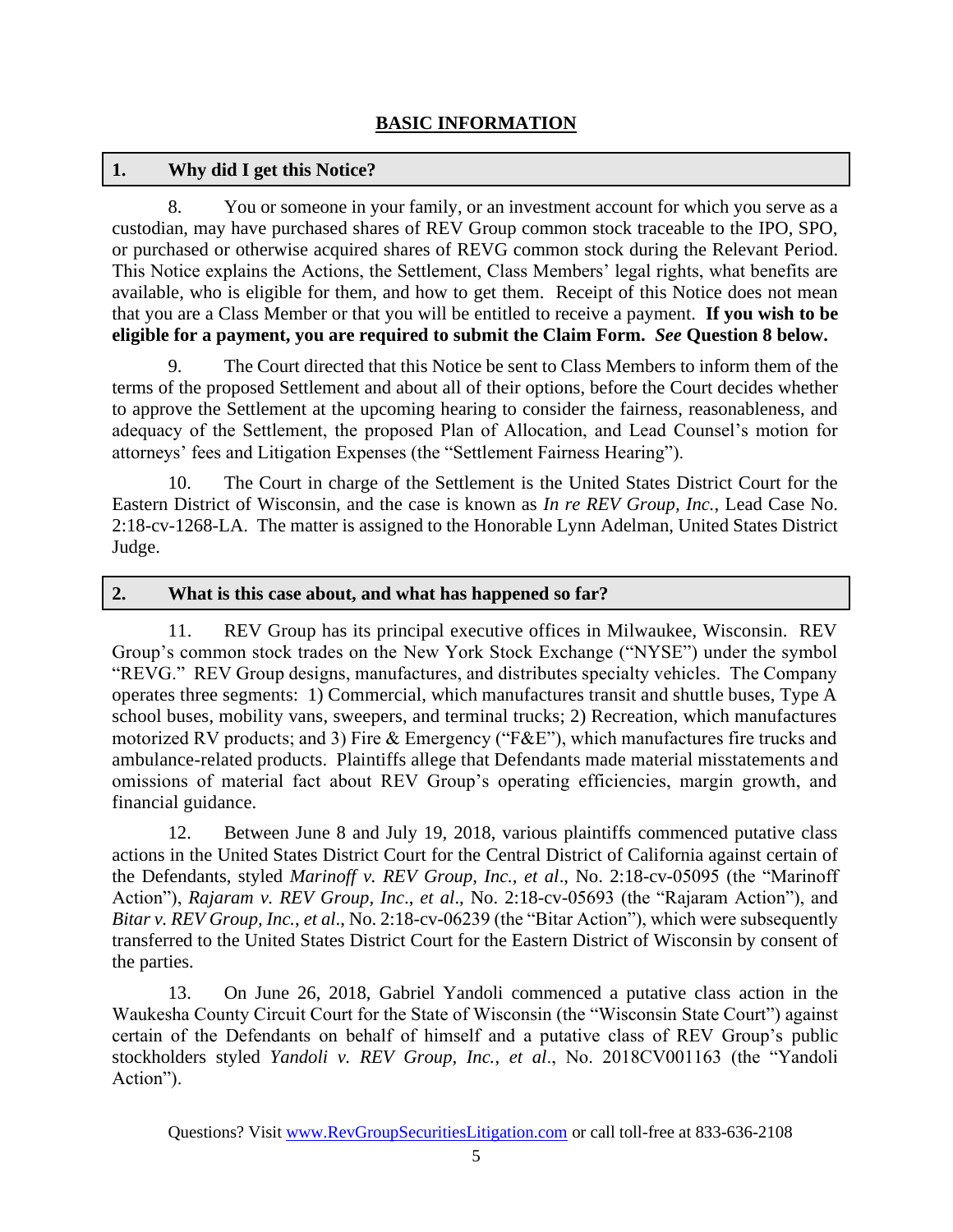## BASIC INFORMATION

### 1. Why did I get this Notice?

8. You or someone in your family, or an investment account for which you serve as a custodian, may have purchased shares of REV Group common stock traceable to the IPO, SPO, or purchased or otherwise acquired shares of REVG common stock during the Relevant Period. This Notice explains the Actions, the Settlement, Class Members' legal rights, what benefits are available, who is eligible for them, and how to get them. Receipt of this Notice does not mean that you are a Class Member or that you will be entitled to receive a payment. **If you wish to be eligible for a payment, you are required to submit the Claim Form. *See* Question 8 below.**

9. The Court directed that this Notice be sent to Class Members to inform them of the terms of the proposed Settlement and about all of their options, before the Court decides whether to approve the Settlement at the upcoming hearing to consider the fairness, reasonableness, and adequacy of the Settlement, the proposed Plan of Allocation, and Lead Counsel's motion for attorneys' fees and Litigation Expenses (the "Settlement Fairness Hearing").

10. The Court in charge of the Settlement is the United States District Court for the Eastern District of Wisconsin, and the case is known as *In re REV Group, Inc.*, Lead Case No. 2:18-cv-1268-LA. The matter is assigned to the Honorable Lynn Adelman, United States District Judge.

### 2. What is this case about, and what has happened so far?

11. REV Group has its principal executive offices in Milwaukee, Wisconsin. REV Group's common stock trades on the New York Stock Exchange ("NYSE") under the symbol "REVG." REV Group designs, manufactures, and distributes specialty vehicles. The Company operates three segments: 1) Commercial, which manufactures transit and shuttle buses, Type A school buses, mobility vans, sweepers, and terminal trucks; 2) Recreation, which manufactures motorized RV products; and 3) Fire & Emergency ("F&E"), which manufactures fire trucks and ambulance-related products. Plaintiffs allege that Defendants made material misstatements and omissions of material fact about REV Group's operating efficiencies, margin growth, and financial guidance.

12. Between June 8 and July 19, 2018, various plaintiffs commenced putative class actions in the United States District Court for the Central District of California against certain of the Defendants, styled *Marinoff v. REV Group, Inc., et al*., No. 2:18-cv-05095 (the "Marinoff Action"), *Rajaram v. REV Group, Inc*., *et al*., No. 2:18-cv-05693 (the "Rajaram Action"), and *Bitar v. REV Group, Inc.*, *et al.*, No. 2:18-cv-06239 (the "Bitar Action"), which were subsequently transferred to the United States District Court for the Eastern District of Wisconsin by consent of the parties.

13. On June 26, 2018, Gabriel Yandoli commenced a putative class action in the Waukesha County Circuit Court for the State of Wisconsin (the "Wisconsin State Court") against certain of the Defendants on behalf of himself and a putative class of REV Group's public stockholders styled *Yandoli v. REV Group, Inc.*, *et al*., No. 2018CV001163 (the "Yandoli Action").

Questions? Visit www.RevGroupSecuritiesLitigation.com or call toll-free at 833-636-2108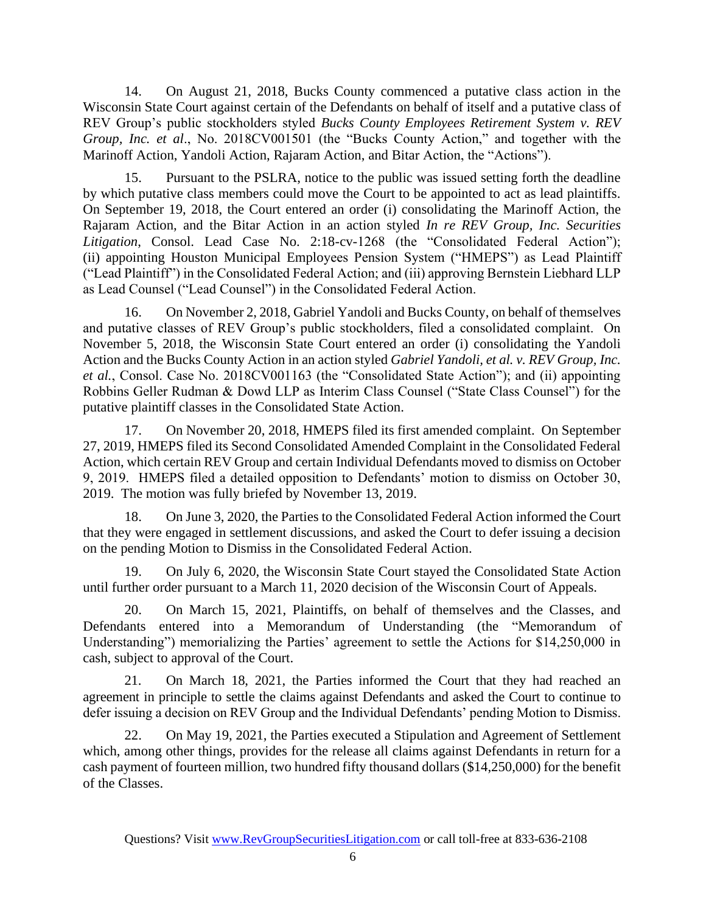14. On August 21, 2018, Bucks County commenced a putative class action in the Wisconsin State Court against certain of the Defendants on behalf of itself and a putative class of REV Group's public stockholders styled *Bucks County Employees Retirement System v. REV Group, Inc. et al*., No. 2018CV001501 (the "Bucks County Action," and together with the Marinoff Action, Yandoli Action, Rajaram Action, and Bitar Action, the "Actions").

15. Pursuant to the PSLRA, notice to the public was issued setting forth the deadline by which putative class members could move the Court to be appointed to act as lead plaintiffs. On September 19, 2018, the Court entered an order (i) consolidating the Marinoff Action, the Rajaram Action, and the Bitar Action in an action styled *In re REV Group, Inc. Securities Litigation*, Consol. Lead Case No. 2:18-cv-1268 (the "Consolidated Federal Action"); (ii) appointing Houston Municipal Employees Pension System ("HMEPS") as Lead Plaintiff ("Lead Plaintiff") in the Consolidated Federal Action; and (iii) approving Bernstein Liebhard LLP as Lead Counsel ("Lead Counsel") in the Consolidated Federal Action.

16. On November 2, 2018, Gabriel Yandoli and Bucks County, on behalf of themselves and putative classes of REV Group's public stockholders, filed a consolidated complaint. On November 5, 2018, the Wisconsin State Court entered an order (i) consolidating the Yandoli Action and the Bucks County Action in an action styled *Gabriel Yandoli, et al. v. REV Group, Inc. et al.*, Consol. Case No. 2018CV001163 (the "Consolidated State Action"); and (ii) appointing Robbins Geller Rudman & Dowd LLP as Interim Class Counsel ("State Class Counsel") for the putative plaintiff classes in the Consolidated State Action.

17. On November 20, 2018, HMEPS filed its first amended complaint. On September 27, 2019, HMEPS filed its Second Consolidated Amended Complaint in the Consolidated Federal Action, which certain REV Group and certain Individual Defendants moved to dismiss on October 9, 2019. HMEPS filed a detailed opposition to Defendants' motion to dismiss on October 30, 2019. The motion was fully briefed by November 13, 2019.

18. On June 3, 2020, the Parties to the Consolidated Federal Action informed the Court that they were engaged in settlement discussions, and asked the Court to defer issuing a decision on the pending Motion to Dismiss in the Consolidated Federal Action.

19. On July 6, 2020, the Wisconsin State Court stayed the Consolidated State Action until further order pursuant to a March 11, 2020 decision of the Wisconsin Court of Appeals.

20. On March 15, 2021, Plaintiffs, on behalf of themselves and the Classes, and Defendants entered into a Memorandum of Understanding (the "Memorandum of Understanding") memorializing the Parties' agreement to settle the Actions for $14,250,000 in cash, subject to approval of the Court.

21. On March 18, 2021, the Parties informed the Court that they had reached an agreement in principle to settle the claims against Defendants and asked the Court to continue to defer issuing a decision on REV Group and the Individual Defendants' pending Motion to Dismiss.

22. On May 19, 2021, the Parties executed a Stipulation and Agreement of Settlement which, among other things, provides for the release all claims against Defendants in return for a cash payment of fourteen million, two hundred fifty thousand dollars ($14,250,000) for the benefit of the Classes.

Questions? Visit www.RevGroupSecuritiesLitigation.com or call toll-free at 833-636-2108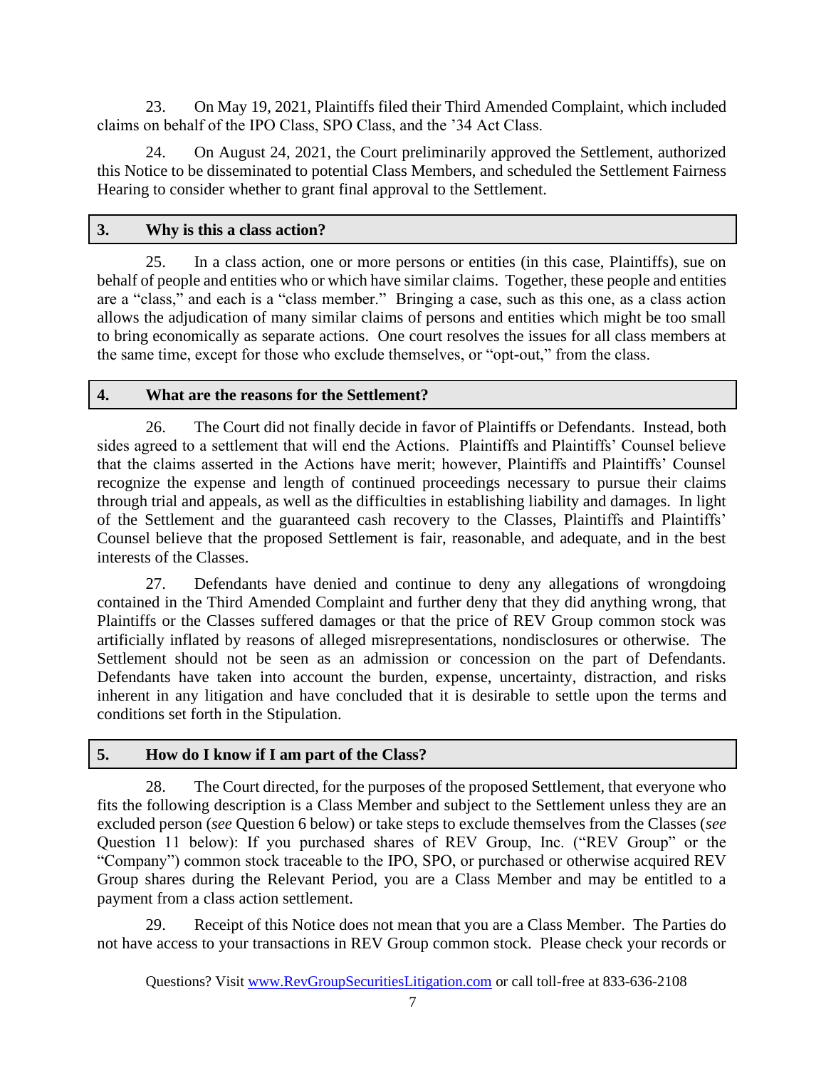23. On May 19, 2021, Plaintiffs filed their Third Amended Complaint, which included claims on behalf of the IPO Class, SPO Class, and the '34 Act Class.

24. On August 24, 2021, the Court preliminarily approved the Settlement, authorized this Notice to be disseminated to potential Class Members, and scheduled the Settlement Fairness Hearing to consider whether to grant final approval to the Settlement.

### 3. Why is this a class action?

25. In a class action, one or more persons or entities (in this case, Plaintiffs), sue on behalf of people and entities who or which have similar claims. Together, these people and entities are a "class," and each is a "class member." Bringing a case, such as this one, as a class action allows the adjudication of many similar claims of persons and entities which might be too small to bring economically as separate actions. One court resolves the issues for all class members at the same time, except for those who exclude themselves, or "opt-out," from the class.

### 4. What are the reasons for the Settlement?

26. The Court did not finally decide in favor of Plaintiffs or Defendants. Instead, both sides agreed to a settlement that will end the Actions. Plaintiffs and Plaintiffs' Counsel believe that the claims asserted in the Actions have merit; however, Plaintiffs and Plaintiffs' Counsel recognize the expense and length of continued proceedings necessary to pursue their claims through trial and appeals, as well as the difficulties in establishing liability and damages. In light of the Settlement and the guaranteed cash recovery to the Classes, Plaintiffs and Plaintiffs' Counsel believe that the proposed Settlement is fair, reasonable, and adequate, and in the best interests of the Classes.

27. Defendants have denied and continue to deny any allegations of wrongdoing contained in the Third Amended Complaint and further deny that they did anything wrong, that Plaintiffs or the Classes suffered damages or that the price of REV Group common stock was artificially inflated by reasons of alleged misrepresentations, nondisclosures or otherwise. The Settlement should not be seen as an admission or concession on the part of Defendants. Defendants have taken into account the burden, expense, uncertainty, distraction, and risks inherent in any litigation and have concluded that it is desirable to settle upon the terms and conditions set forth in the Stipulation.

### 5. How do I know if I am part of the Class?

28. The Court directed, for the purposes of the proposed Settlement, that everyone who fits the following description is a Class Member and subject to the Settlement unless they are an excluded person (*see* Question 6 below) or take steps to exclude themselves from the Classes (*see* Question 11 below): If you purchased shares of REV Group, Inc. ("REV Group" or the "Company") common stock traceable to the IPO, SPO, or purchased or otherwise acquired REV Group shares during the Relevant Period, you are a Class Member and may be entitled to a payment from a class action settlement.

29. Receipt of this Notice does not mean that you are a Class Member. The Parties do not have access to your transactions in REV Group common stock. Please check your records or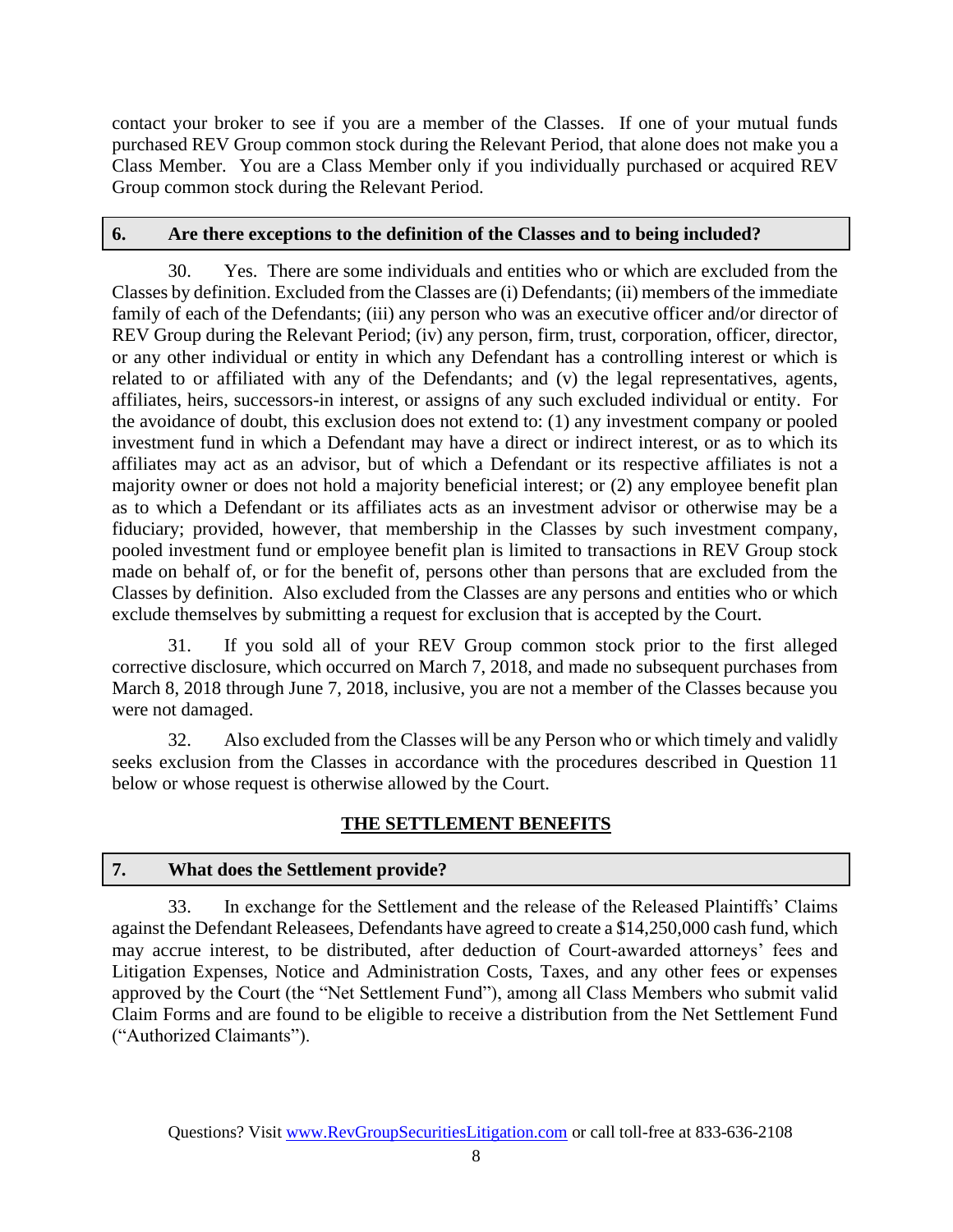contact your broker to see if you are a member of the Classes. If one of your mutual funds purchased REV Group common stock during the Relevant Period, that alone does not make you a Class Member. You are a Class Member only if you individually purchased or acquired REV Group common stock during the Relevant Period.

### 6. Are there exceptions to the definition of the Classes and to being included?

30. Yes. There are some individuals and entities who or which are excluded from the Classes by definition. Excluded from the Classes are (i) Defendants; (ii) members of the immediate family of each of the Defendants; (iii) any person who was an executive officer and/or director of REV Group during the Relevant Period; (iv) any person, firm, trust, corporation, officer, director, or any other individual or entity in which any Defendant has a controlling interest or which is related to or affiliated with any of the Defendants; and (v) the legal representatives, agents, affiliates, heirs, successors-in interest, or assigns of any such excluded individual or entity. For the avoidance of doubt, this exclusion does not extend to: (1) any investment company or pooled investment fund in which a Defendant may have a direct or indirect interest, or as to which its affiliates may act as an advisor, but of which a Defendant or its respective affiliates is not a majority owner or does not hold a majority beneficial interest; or (2) any employee benefit plan as to which a Defendant or its affiliates acts as an investment advisor or otherwise may be a fiduciary; provided, however, that membership in the Classes by such investment company, pooled investment fund or employee benefit plan is limited to transactions in REV Group stock made on behalf of, or for the benefit of, persons other than persons that are excluded from the Classes by definition. Also excluded from the Classes are any persons and entities who or which exclude themselves by submitting a request for exclusion that is accepted by the Court.

31. If you sold all of your REV Group common stock prior to the first alleged corrective disclosure, which occurred on March 7, 2018, and made no subsequent purchases from March 8, 2018 through June 7, 2018, inclusive, you are not a member of the Classes because you were not damaged.

32. Also excluded from the Classes will be any Person who or which timely and validly seeks exclusion from the Classes in accordance with the procedures described in Question 11 below or whose request is otherwise allowed by the Court.

## THE SETTLEMENT BENEFITS

### 7. What does the Settlement provide?

33. In exchange for the Settlement and the release of the Released Plaintiffs' Claims against the Defendant Releasees, Defendants have agreed to create a $14,250,000 cash fund, which may accrue interest, to be distributed, after deduction of Court-awarded attorneys' fees and Litigation Expenses, Notice and Administration Costs, Taxes, and any other fees or expenses approved by the Court (the "Net Settlement Fund"), among all Class Members who submit valid Claim Forms and are found to be eligible to receive a distribution from the Net Settlement Fund ("Authorized Claimants").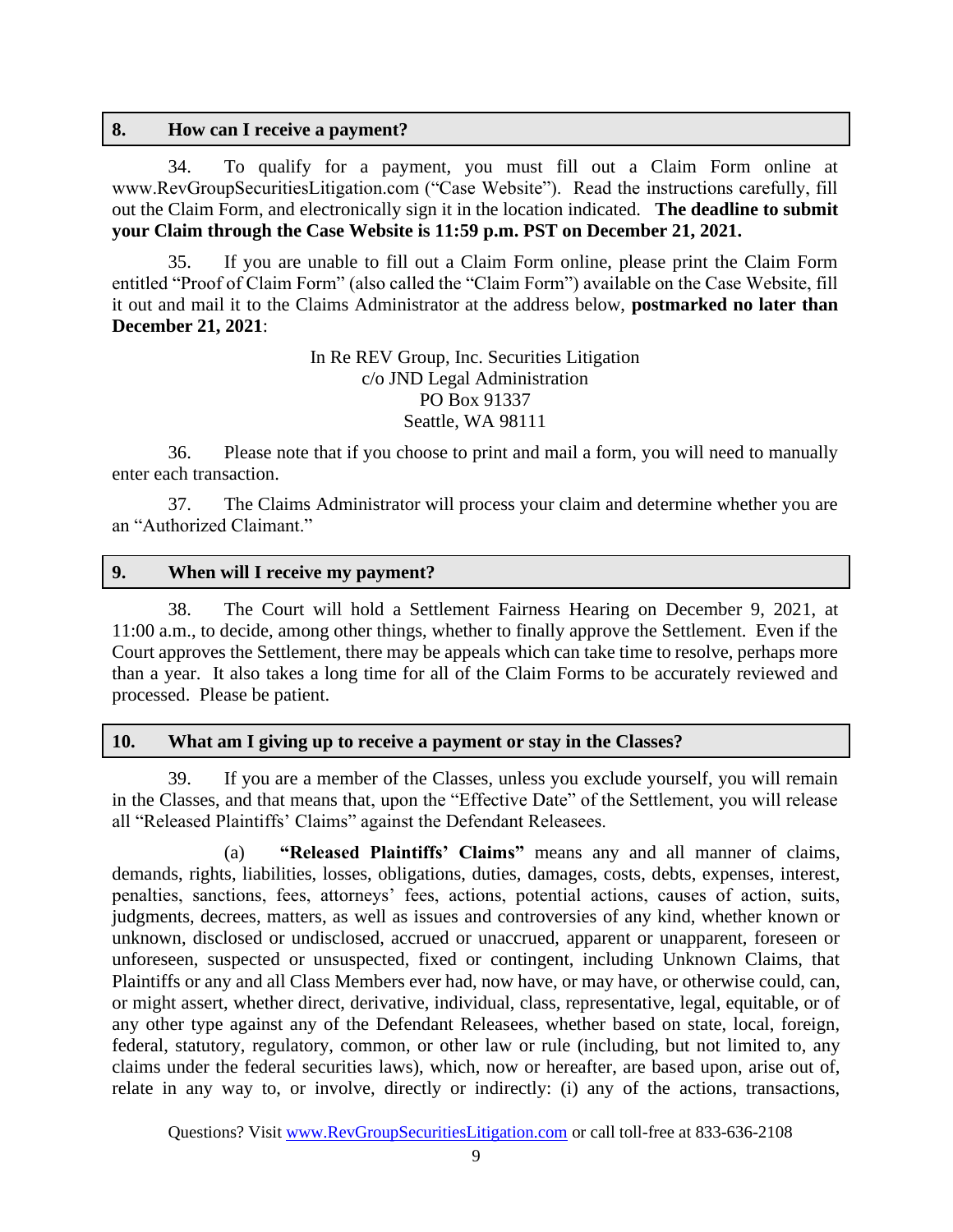## 8. How can I receive a payment?

34. To qualify for a payment, you must fill out a Claim Form online at www.RevGroupSecuritiesLitigation.com ("Case Website"). Read the instructions carefully, fill out the Claim Form, and electronically sign it in the location indicated. **The deadline to submit your Claim through the Case Website is 11:59 p.m. PST on December 21, 2021.**

35. If you are unable to fill out a Claim Form online, please print the Claim Form entitled "Proof of Claim Form" (also called the "Claim Form") available on the Case Website, fill it out and mail it to the Claims Administrator at the address below, **postmarked no later than December 21, 2021**:

In Re REV Group, Inc. Securities Litigation  
c/o JND Legal Administration  
PO Box 91337  
Seattle, WA 98111

36. Please note that if you choose to print and mail a form, you will need to manually enter each transaction.

37. The Claims Administrator will process your claim and determine whether you are an "Authorized Claimant."

## 9. When will I receive my payment?

38. The Court will hold a Settlement Fairness Hearing on December 9, 2021, at 11:00 a.m., to decide, among other things, whether to finally approve the Settlement. Even if the Court approves the Settlement, there may be appeals which can take time to resolve, perhaps more than a year. It also takes a long time for all of the Claim Forms to be accurately reviewed and processed. Please be patient.

## 10. What am I giving up to receive a payment or stay in the Classes?

39. If you are a member of the Classes, unless you exclude yourself, you will remain in the Classes, and that means that, upon the "Effective Date" of the Settlement, you will release all "Released Plaintiffs' Claims" against the Defendant Releasees.

(a) **"Released Plaintiffs' Claims"** means any and all manner of claims, demands, rights, liabilities, losses, obligations, duties, damages, costs, debts, expenses, interest, penalties, sanctions, fees, attorneys' fees, actions, potential actions, causes of action, suits, judgments, decrees, matters, as well as issues and controversies of any kind, whether known or unknown, disclosed or undisclosed, accrued or unaccrued, apparent or unapparent, foreseen or unforeseen, suspected or unsuspected, fixed or contingent, including Unknown Claims, that Plaintiffs or any and all Class Members ever had, now have, or may have, or otherwise could, can, or might assert, whether direct, derivative, individual, class, representative, legal, equitable, or of any other type against any of the Defendant Releasees, whether based on state, local, foreign, federal, statutory, regulatory, common, or other law or rule (including, but not limited to, any claims under the federal securities laws), which, now or hereafter, are based upon, arise out of, relate in any way to, or involve, directly or indirectly: (i) any of the actions, transactions,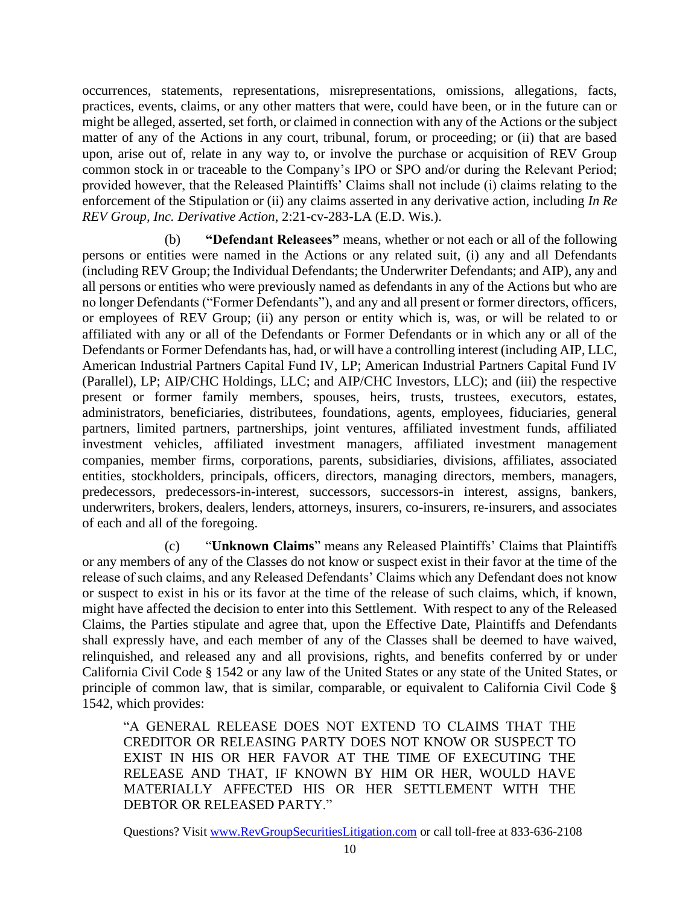occurrences, statements, representations, misrepresentations, omissions, allegations, facts, practices, events, claims, or any other matters that were, could have been, or in the future can or might be alleged, asserted, set forth, or claimed in connection with any of the Actions or the subject matter of any of the Actions in any court, tribunal, forum, or proceeding; or (ii) that are based upon, arise out of, relate in any way to, or involve the purchase or acquisition of REV Group common stock in or traceable to the Company's IPO or SPO and/or during the Relevant Period; provided however, that the Released Plaintiffs' Claims shall not include (i) claims relating to the enforcement of the Stipulation or (ii) any claims asserted in any derivative action, including *In Re REV Group, Inc. Derivative Action*, 2:21-cv-283-LA (E.D. Wis.).

(b) **"Defendant Releasees"** means, whether or not each or all of the following persons or entities were named in the Actions or any related suit, (i) any and all Defendants (including REV Group; the Individual Defendants; the Underwriter Defendants; and AIP), any and all persons or entities who were previously named as defendants in any of the Actions but who are no longer Defendants ("Former Defendants"), and any and all present or former directors, officers, or employees of REV Group; (ii) any person or entity which is, was, or will be related to or affiliated with any or all of the Defendants or Former Defendants or in which any or all of the Defendants or Former Defendants has, had, or will have a controlling interest (including AIP, LLC, American Industrial Partners Capital Fund IV, LP; American Industrial Partners Capital Fund IV (Parallel), LP; AIP/CHC Holdings, LLC; and AIP/CHC Investors, LLC); and (iii) the respective present or former family members, spouses, heirs, trusts, trustees, executors, estates, administrators, beneficiaries, distributees, foundations, agents, employees, fiduciaries, general partners, limited partners, partnerships, joint ventures, affiliated investment funds, affiliated investment vehicles, affiliated investment managers, affiliated investment management companies, member firms, corporations, parents, subsidiaries, divisions, affiliates, associated entities, stockholders, principals, officers, directors, managing directors, members, managers, predecessors, predecessors-in-interest, successors, successors-in interest, assigns, bankers, underwriters, brokers, dealers, lenders, attorneys, insurers, co-insurers, re-insurers, and associates of each and all of the foregoing.

(c) "**Unknown Claims**" means any Released Plaintiffs' Claims that Plaintiffs or any members of any of the Classes do not know or suspect exist in their favor at the time of the release of such claims, and any Released Defendants' Claims which any Defendant does not know or suspect to exist in his or its favor at the time of the release of such claims, which, if known, might have affected the decision to enter into this Settlement. With respect to any of the Released Claims, the Parties stipulate and agree that, upon the Effective Date, Plaintiffs and Defendants shall expressly have, and each member of any of the Classes shall be deemed to have waived, relinquished, and released any and all provisions, rights, and benefits conferred by or under California Civil Code § 1542 or any law of the United States or any state of the United States, or principle of common law, that is similar, comparable, or equivalent to California Civil Code § 1542, which provides:

> "A GENERAL RELEASE DOES NOT EXTEND TO CLAIMS THAT THE CREDITOR OR RELEASING PARTY DOES NOT KNOW OR SUSPECT TO EXIST IN HIS OR HER FAVOR AT THE TIME OF EXECUTING THE RELEASE AND THAT, IF KNOWN BY HIM OR HER, WOULD HAVE MATERIALLY AFFECTED HIS OR HER SETTLEMENT WITH THE DEBTOR OR RELEASED PARTY."

Questions? Visit www.RevGroupSecuritiesLitigation.com or call toll-free at 833-636-2108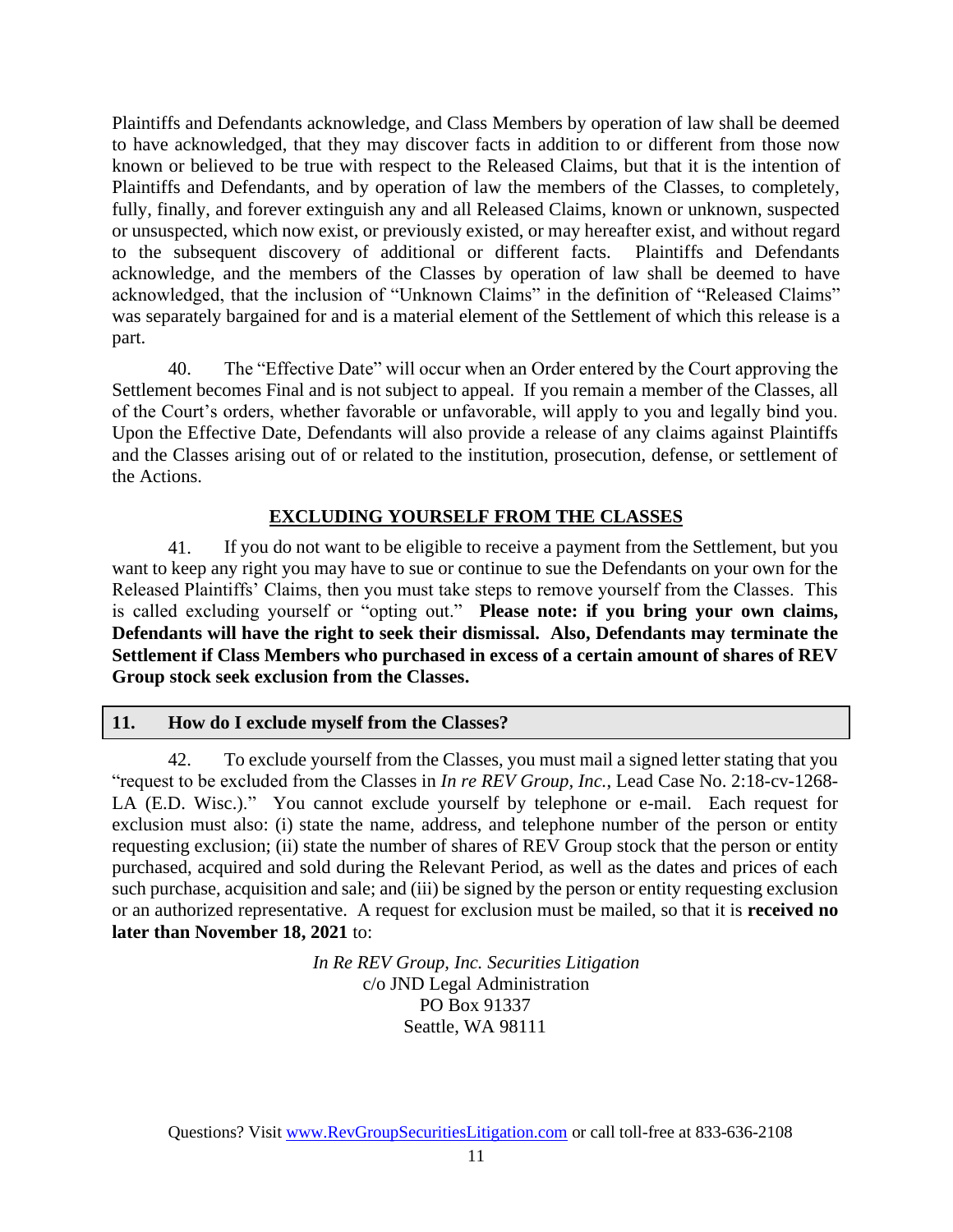Plaintiffs and Defendants acknowledge, and Class Members by operation of law shall be deemed to have acknowledged, that they may discover facts in addition to or different from those now known or believed to be true with respect to the Released Claims, but that it is the intention of Plaintiffs and Defendants, and by operation of law the members of the Classes, to completely, fully, finally, and forever extinguish any and all Released Claims, known or unknown, suspected or unsuspected, which now exist, or previously existed, or may hereafter exist, and without regard to the subsequent discovery of additional or different facts. Plaintiffs and Defendants acknowledge, and the members of the Classes by operation of law shall be deemed to have acknowledged, that the inclusion of "Unknown Claims" in the definition of "Released Claims" was separately bargained for and is a material element of the Settlement of which this release is a part.

40. The "Effective Date" will occur when an Order entered by the Court approving the Settlement becomes Final and is not subject to appeal. If you remain a member of the Classes, all of the Court's orders, whether favorable or unfavorable, will apply to you and legally bind you. Upon the Effective Date, Defendants will also provide a release of any claims against Plaintiffs and the Classes arising out of or related to the institution, prosecution, defense, or settlement of the Actions.

## EXCLUDING YOURSELF FROM THE CLASSES

41. If you do not want to be eligible to receive a payment from the Settlement, but you want to keep any right you may have to sue or continue to sue the Defendants on your own for the Released Plaintiffs' Claims, then you must take steps to remove yourself from the Classes. This is called excluding yourself or "opting out." **Please note: if you bring your own claims, Defendants will have the right to seek their dismissal. Also, Defendants may terminate the Settlement if Class Members who purchased in excess of a certain amount of shares of REV Group stock seek exclusion from the Classes.**

### 11. How do I exclude myself from the Classes?

42. To exclude yourself from the Classes, you must mail a signed letter stating that you "request to be excluded from the Classes in *In re REV Group, Inc.*, Lead Case No. 2:18-cv-1268-LA (E.D. Wisc.)." You cannot exclude yourself by telephone or e-mail. Each request for exclusion must also: (i) state the name, address, and telephone number of the person or entity requesting exclusion; (ii) state the number of shares of REV Group stock that the person or entity purchased, acquired and sold during the Relevant Period, as well as the dates and prices of each such purchase, acquisition and sale; and (iii) be signed by the person or entity requesting exclusion or an authorized representative. A request for exclusion must be mailed, so that it is **received no later than November 18, 2021** to:

*In Re REV Group, Inc. Securities Litigation*
c/o JND Legal Administration
PO Box 91337
Seattle, WA 98111

Questions? Visit www.RevGroupSecuritiesLitigation.com or call toll-free at 833-636-2108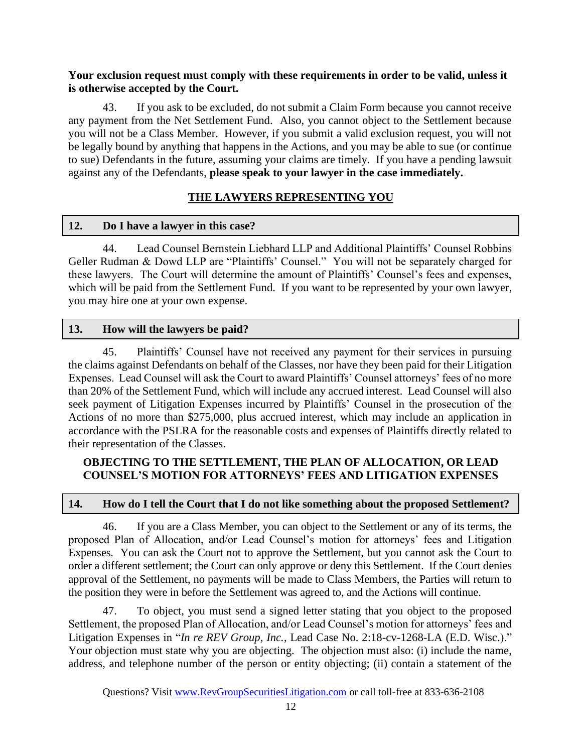**Your exclusion request must comply with these requirements in order to be valid, unless it is otherwise accepted by the Court.**

43. If you ask to be excluded, do not submit a Claim Form because you cannot receive any payment from the Net Settlement Fund. Also, you cannot object to the Settlement because you will not be a Class Member. However, if you submit a valid exclusion request, you will not be legally bound by anything that happens in the Actions, and you may be able to sue (or continue to sue) Defendants in the future, assuming your claims are timely. If you have a pending lawsuit against any of the Defendants, **please speak to your lawyer in the case immediately.**

## THE LAWYERS REPRESENTING YOU

### 12. Do I have a lawyer in this case?

44. Lead Counsel Bernstein Liebhard LLP and Additional Plaintiffs' Counsel Robbins Geller Rudman & Dowd LLP are "Plaintiffs' Counsel." You will not be separately charged for these lawyers. The Court will determine the amount of Plaintiffs' Counsel's fees and expenses, which will be paid from the Settlement Fund. If you want to be represented by your own lawyer, you may hire one at your own expense.

### 13. How will the lawyers be paid?

45. Plaintiffs' Counsel have not received any payment for their services in pursuing the claims against Defendants on behalf of the Classes, nor have they been paid for their Litigation Expenses. Lead Counsel will ask the Court to award Plaintiffs' Counsel attorneys' fees of no more than 20% of the Settlement Fund, which will include any accrued interest. Lead Counsel will also seek payment of Litigation Expenses incurred by Plaintiffs' Counsel in the prosecution of the Actions of no more than $275,000, plus accrued interest, which may include an application in accordance with the PSLRA for the reasonable costs and expenses of Plaintiffs directly related to their representation of the Classes.

## OBJECTING TO THE SETTLEMENT, THE PLAN OF ALLOCATION, OR LEAD COUNSEL'S MOTION FOR ATTORNEYS' FEES AND LITIGATION EXPENSES

### 14. How do I tell the Court that I do not like something about the proposed Settlement?

46. If you are a Class Member, you can object to the Settlement or any of its terms, the proposed Plan of Allocation, and/or Lead Counsel's motion for attorneys' fees and Litigation Expenses. You can ask the Court not to approve the Settlement, but you cannot ask the Court to order a different settlement; the Court can only approve or deny this Settlement. If the Court denies approval of the Settlement, no payments will be made to Class Members, the Parties will return to the position they were in before the Settlement was agreed to, and the Actions will continue.

47. To object, you must send a signed letter stating that you object to the proposed Settlement, the proposed Plan of Allocation, and/or Lead Counsel's motion for attorneys' fees and Litigation Expenses in "*In re REV Group, Inc.*, Lead Case No. 2:18-cv-1268-LA (E.D. Wisc.)." Your objection must state why you are objecting. The objection must also: (i) include the name, address, and telephone number of the person or entity objecting; (ii) contain a statement of the

Questions? Visit www.RevGroupSecuritiesLitigation.com or call toll-free at 833-636-2108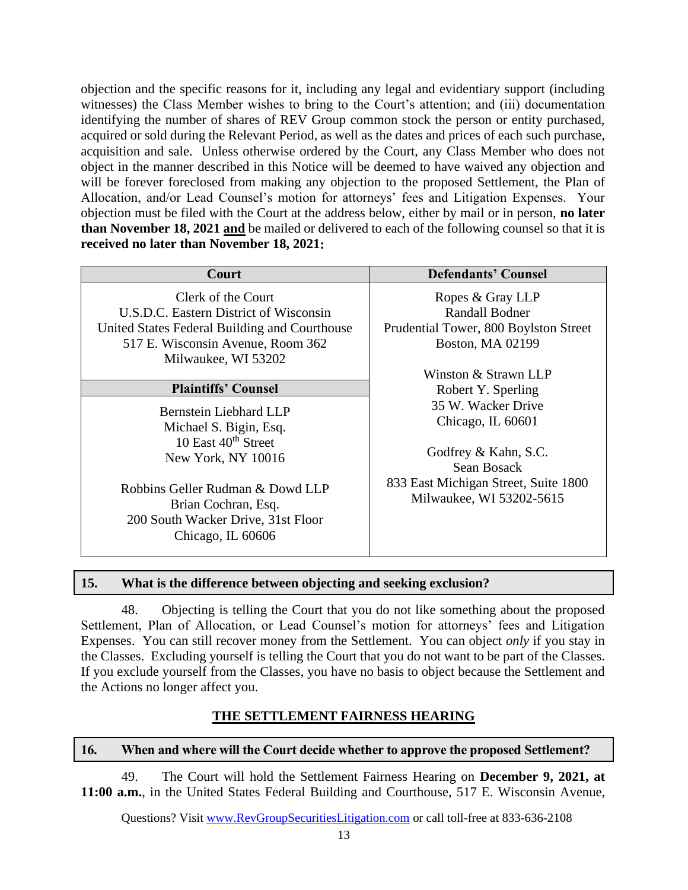objection and the specific reasons for it, including any legal and evidentiary support (including witnesses) the Class Member wishes to bring to the Court's attention; and (iii) documentation identifying the number of shares of REV Group common stock the person or entity purchased, acquired or sold during the Relevant Period, as well as the dates and prices of each such purchase, acquisition and sale. Unless otherwise ordered by the Court, any Class Member who does not object in the manner described in this Notice will be deemed to have waived any objection and will be forever foreclosed from making any objection to the proposed Settlement, the Plan of Allocation, and/or Lead Counsel's motion for attorneys' fees and Litigation Expenses. Your objection must be filed with the Court at the address below, either by mail or in person, **no later than November 18, 2021 and** be mailed or delivered to each of the following counsel so that it is **received no later than November 18, 2021:**

| Court | Defendants' Counsel |
|---|---|
| Clerk of the Court<br>U.S.D.C. Eastern District of Wisconsin<br>United States Federal Building and Courthouse<br>517 E. Wisconsin Avenue, Room 362<br>Milwaukee, WI 53202 | Ropes & Gray LLP<br>Randall Bodner<br>Prudential Tower, 800 Boylston Street<br>Boston, MA 02199<br><br>Winston & Strawn LLP<br>Robert Y. Sperling<br>35 W. Wacker Drive<br>Chicago, IL 60601<br><br>Godfrey & Kahn, S.C.<br>Sean Bosack<br>833 East Michigan Street, Suite 1800<br>Milwaukee, WI 53202-5615 |
| **Plaintiffs' Counsel** | |
| Bernstein Liebhard LLP<br>Michael S. Bigin, Esq.<br>10 East 40th Street<br>New York, NY 10016<br><br>Robbins Geller Rudman & Dowd LLP<br>Brian Cochran, Esq.<br>200 South Wacker Drive, 31st Floor<br>Chicago, IL 60606 | |

### 15. What is the difference between objecting and seeking exclusion?

48. Objecting is telling the Court that you do not like something about the proposed Settlement, Plan of Allocation, or Lead Counsel's motion for attorneys' fees and Litigation Expenses. You can still recover money from the Settlement. You can object *only* if you stay in the Classes. Excluding yourself is telling the Court that you do not want to be part of the Classes. If you exclude yourself from the Classes, you have no basis to object because the Settlement and the Actions no longer affect you.

## THE SETTLEMENT FAIRNESS HEARING

### 16. When and where will the Court decide whether to approve the proposed Settlement?

49. The Court will hold the Settlement Fairness Hearing on **December 9, 2021, at 11:00 a.m.**, in the United States Federal Building and Courthouse, 517 E. Wisconsin Avenue,

Questions? Visit www.RevGroupSecuritiesLitigation.com or call toll-free at 833-636-2108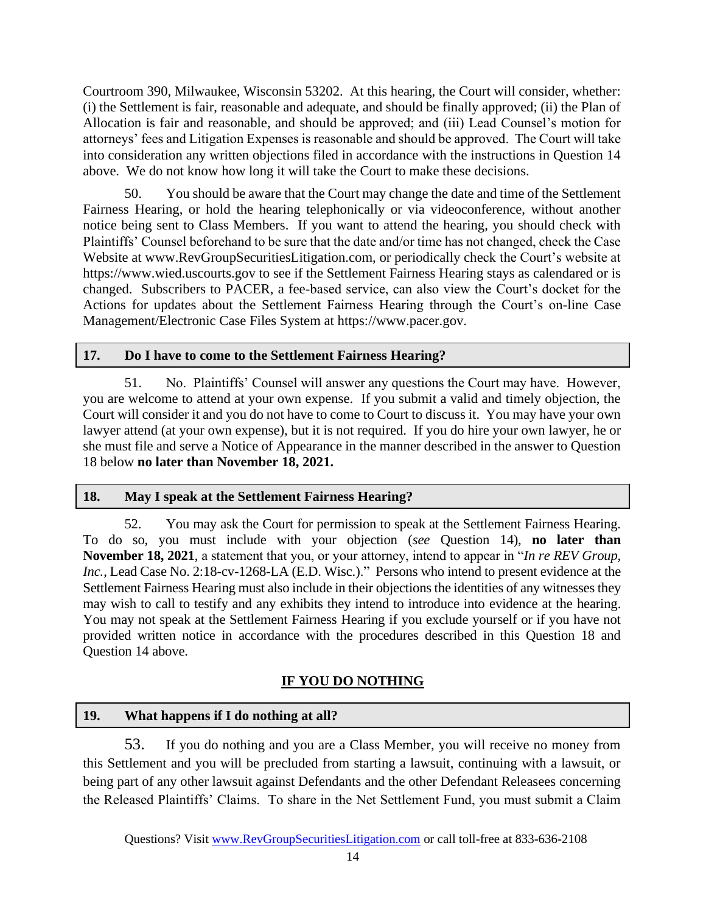Courtroom 390, Milwaukee, Wisconsin 53202. At this hearing, the Court will consider, whether: (i) the Settlement is fair, reasonable and adequate, and should be finally approved; (ii) the Plan of Allocation is fair and reasonable, and should be approved; and (iii) Lead Counsel's motion for attorneys' fees and Litigation Expenses is reasonable and should be approved. The Court will take into consideration any written objections filed in accordance with the instructions in Question 14 above. We do not know how long it will take the Court to make these decisions.

50. You should be aware that the Court may change the date and time of the Settlement Fairness Hearing, or hold the hearing telephonically or via videoconference, without another notice being sent to Class Members. If you want to attend the hearing, you should check with Plaintiffs' Counsel beforehand to be sure that the date and/or time has not changed, check the Case Website at www.RevGroupSecuritiesLitigation.com, or periodically check the Court's website at https://www.wied.uscourts.gov to see if the Settlement Fairness Hearing stays as calendared or is changed. Subscribers to PACER, a fee-based service, can also view the Court's docket for the Actions for updates about the Settlement Fairness Hearing through the Court's on-line Case Management/Electronic Case Files System at https://www.pacer.gov.

### 17. Do I have to come to the Settlement Fairness Hearing?

51. No. Plaintiffs' Counsel will answer any questions the Court may have. However, you are welcome to attend at your own expense. If you submit a valid and timely objection, the Court will consider it and you do not have to come to Court to discuss it. You may have your own lawyer attend (at your own expense), but it is not required. If you do hire your own lawyer, he or she must file and serve a Notice of Appearance in the manner described in the answer to Question 18 below **no later than November 18, 2021.**

### 18. May I speak at the Settlement Fairness Hearing?

52. You may ask the Court for permission to speak at the Settlement Fairness Hearing. To do so, you must include with your objection (*see* Question 14), **no later than November 18, 2021**, a statement that you, or your attorney, intend to appear in "*In re REV Group, Inc.*, Lead Case No. 2:18-cv-1268-LA (E.D. Wisc.)." Persons who intend to present evidence at the Settlement Fairness Hearing must also include in their objections the identities of any witnesses they may wish to call to testify and any exhibits they intend to introduce into evidence at the hearing. You may not speak at the Settlement Fairness Hearing if you exclude yourself or if you have not provided written notice in accordance with the procedures described in this Question 18 and Question 14 above.

## IF YOU DO NOTHING

### 19. What happens if I do nothing at all?

53. If you do nothing and you are a Class Member, you will receive no money from this Settlement and you will be precluded from starting a lawsuit, continuing with a lawsuit, or being part of any other lawsuit against Defendants and the other Defendant Releasees concerning the Released Plaintiffs' Claims. To share in the Net Settlement Fund, you must submit a Claim

Questions? Visit www.RevGroupSecuritiesLitigation.com or call toll-free at 833-636-2108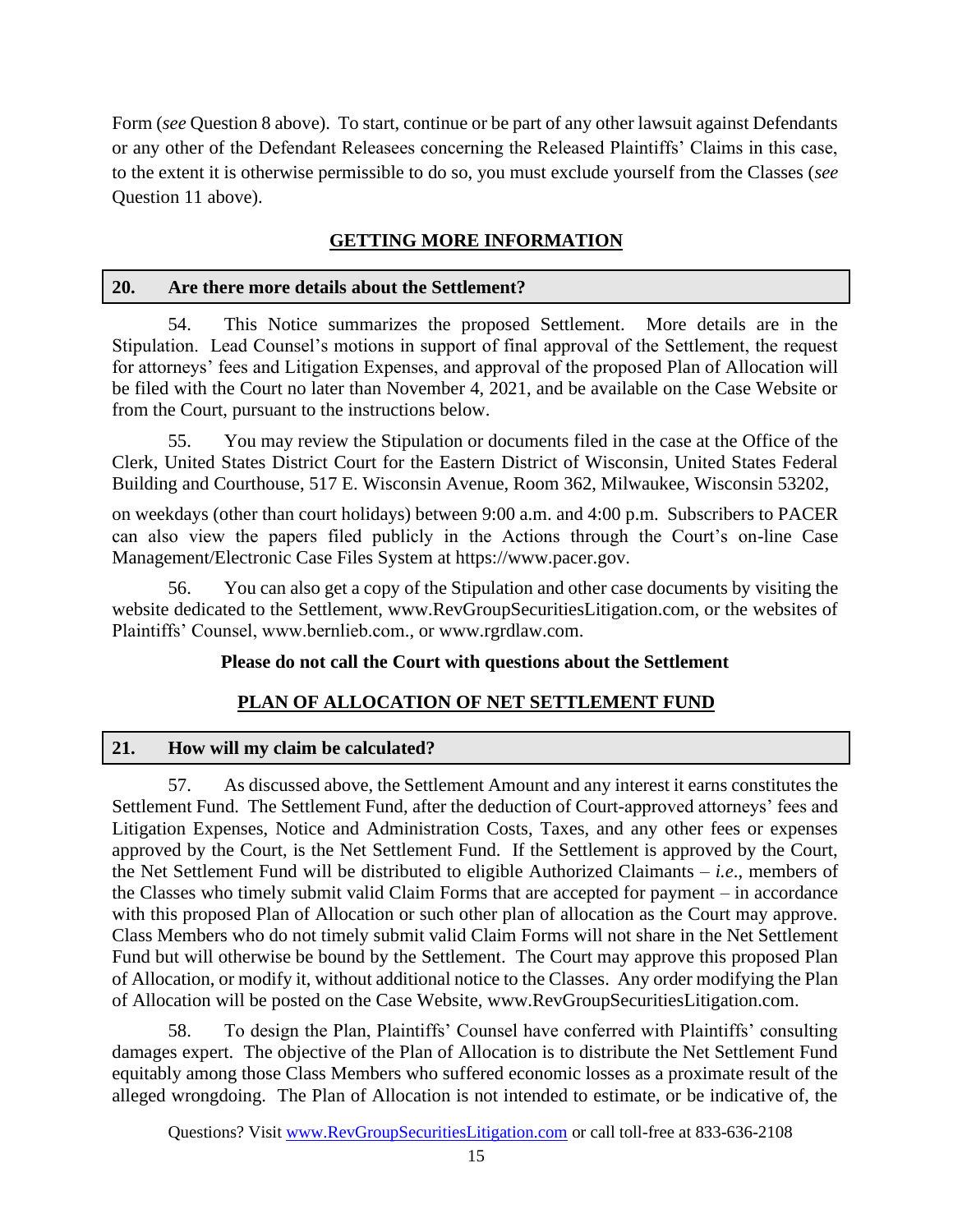Form (*see* Question 8 above). To start, continue or be part of any other lawsuit against Defendants or any other of the Defendant Releasees concerning the Released Plaintiffs' Claims in this case, to the extent it is otherwise permissible to do so, you must exclude yourself from the Classes (*see* Question 11 above).

## GETTING MORE INFORMATION

### 20. Are there more details about the Settlement?

54. This Notice summarizes the proposed Settlement. More details are in the Stipulation. Lead Counsel's motions in support of final approval of the Settlement, the request for attorneys' fees and Litigation Expenses, and approval of the proposed Plan of Allocation will be filed with the Court no later than November 4, 2021, and be available on the Case Website or from the Court, pursuant to the instructions below.

55. You may review the Stipulation or documents filed in the case at the Office of the Clerk, United States District Court for the Eastern District of Wisconsin, United States Federal Building and Courthouse, 517 E. Wisconsin Avenue, Room 362, Milwaukee, Wisconsin 53202, on weekdays (other than court holidays) between 9:00 a.m. and 4:00 p.m. Subscribers to PACER can also view the papers filed publicly in the Actions through the Court's on-line Case Management/Electronic Case Files System at https://www.pacer.gov.

56. You can also get a copy of the Stipulation and other case documents by visiting the website dedicated to the Settlement, www.RevGroupSecuritiesLitigation.com, or the websites of Plaintiffs' Counsel, www.bernlieb.com., or www.rgrdlaw.com.

**Please do not call the Court with questions about the Settlement**

## PLAN OF ALLOCATION OF NET SETTLEMENT FUND

### 21. How will my claim be calculated?

57. As discussed above, the Settlement Amount and any interest it earns constitutes the Settlement Fund. The Settlement Fund, after the deduction of Court-approved attorneys' fees and Litigation Expenses, Notice and Administration Costs, Taxes, and any other fees or expenses approved by the Court, is the Net Settlement Fund. If the Settlement is approved by the Court, the Net Settlement Fund will be distributed to eligible Authorized Claimants – *i.e.*, members of the Classes who timely submit valid Claim Forms that are accepted for payment – in accordance with this proposed Plan of Allocation or such other plan of allocation as the Court may approve. Class Members who do not timely submit valid Claim Forms will not share in the Net Settlement Fund but will otherwise be bound by the Settlement. The Court may approve this proposed Plan of Allocation, or modify it, without additional notice to the Classes. Any order modifying the Plan of Allocation will be posted on the Case Website, www.RevGroupSecuritiesLitigation.com.

58. To design the Plan, Plaintiffs' Counsel have conferred with Plaintiffs' consulting damages expert. The objective of the Plan of Allocation is to distribute the Net Settlement Fund equitably among those Class Members who suffered economic losses as a proximate result of the alleged wrongdoing. The Plan of Allocation is not intended to estimate, or be indicative of, the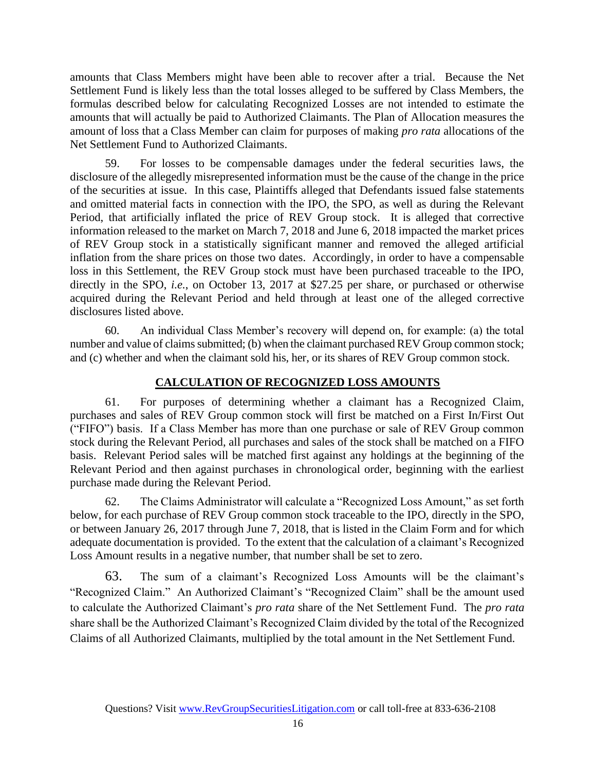amounts that Class Members might have been able to recover after a trial. Because the Net Settlement Fund is likely less than the total losses alleged to be suffered by Class Members, the formulas described below for calculating Recognized Losses are not intended to estimate the amounts that will actually be paid to Authorized Claimants. The Plan of Allocation measures the amount of loss that a Class Member can claim for purposes of making *pro rata* allocations of the Net Settlement Fund to Authorized Claimants.

59. For losses to be compensable damages under the federal securities laws, the disclosure of the allegedly misrepresented information must be the cause of the change in the price of the securities at issue. In this case, Plaintiffs alleged that Defendants issued false statements and omitted material facts in connection with the IPO, the SPO, as well as during the Relevant Period, that artificially inflated the price of REV Group stock. It is alleged that corrective information released to the market on March 7, 2018 and June 6, 2018 impacted the market prices of REV Group stock in a statistically significant manner and removed the alleged artificial inflation from the share prices on those two dates. Accordingly, in order to have a compensable loss in this Settlement, the REV Group stock must have been purchased traceable to the IPO, directly in the SPO, *i.e.*, on October 13, 2017 at $27.25 per share, or purchased or otherwise acquired during the Relevant Period and held through at least one of the alleged corrective disclosures listed above.

60. An individual Class Member's recovery will depend on, for example: (a) the total number and value of claims submitted; (b) when the claimant purchased REV Group common stock; and (c) whether and when the claimant sold his, her, or its shares of REV Group common stock.

## CALCULATION OF RECOGNIZED LOSS AMOUNTS

61. For purposes of determining whether a claimant has a Recognized Claim, purchases and sales of REV Group common stock will first be matched on a First In/First Out ("FIFO") basis. If a Class Member has more than one purchase or sale of REV Group common stock during the Relevant Period, all purchases and sales of the stock shall be matched on a FIFO basis. Relevant Period sales will be matched first against any holdings at the beginning of the Relevant Period and then against purchases in chronological order, beginning with the earliest purchase made during the Relevant Period.

62. The Claims Administrator will calculate a "Recognized Loss Amount," as set forth below, for each purchase of REV Group common stock traceable to the IPO, directly in the SPO, or between January 26, 2017 through June 7, 2018, that is listed in the Claim Form and for which adequate documentation is provided. To the extent that the calculation of a claimant's Recognized Loss Amount results in a negative number, that number shall be set to zero.

63. The sum of a claimant's Recognized Loss Amounts will be the claimant's "Recognized Claim." An Authorized Claimant's "Recognized Claim" shall be the amount used to calculate the Authorized Claimant's *pro rata* share of the Net Settlement Fund. The *pro rata* share shall be the Authorized Claimant's Recognized Claim divided by the total of the Recognized Claims of all Authorized Claimants, multiplied by the total amount in the Net Settlement Fund.

Questions? Visit www.RevGroupSecuritiesLitigation.com or call toll-free at 833-636-2108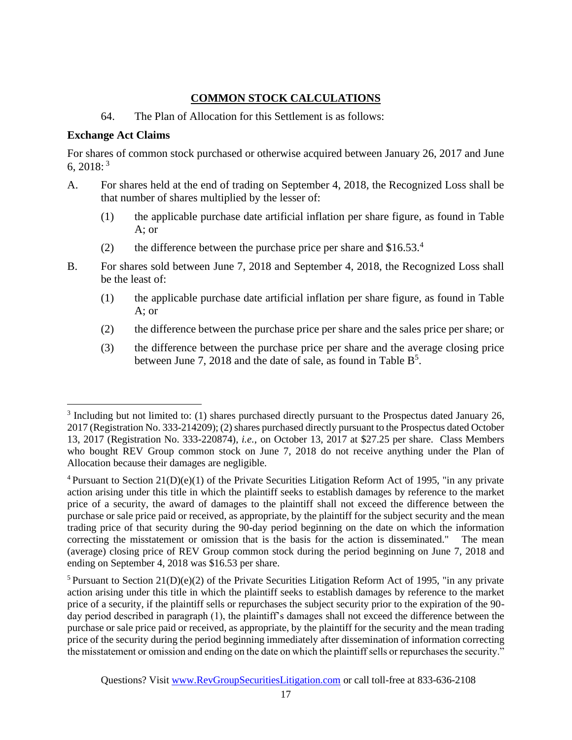## COMMON STOCK CALCULATIONS

64. The Plan of Allocation for this Settlement is as follows:

**Exchange Act Claims**

For shares of common stock purchased or otherwise acquired between January 26, 2017 and June 6, 2018: [3]

A. For shares held at the end of trading on September 4, 2018, the Recognized Loss shall be that number of shares multiplied by the lesser of:

   (1) the applicable purchase date artificial inflation per share figure, as found in Table A; or

   (2) the difference between the purchase price per share and $16.53.[4]

B. For shares sold between June 7, 2018 and September 4, 2018, the Recognized Loss shall be the least of:

   (1) the applicable purchase date artificial inflation per share figure, as found in Table A; or

   (2) the difference between the purchase price per share and the sales price per share; or

   (3) the difference between the purchase price per share and the average closing price between June 7, 2018 and the date of sale, as found in Table B[5].

---

[3] Including but not limited to: (1) shares purchased directly pursuant to the Prospectus dated January 26, 2017 (Registration No. 333-214209); (2) shares purchased directly pursuant to the Prospectus dated October 13, 2017 (Registration No. 333-220874), *i.e.*, on October 13, 2017 at $27.25 per share. Class Members who bought REV Group common stock on June 7, 2018 do not receive anything under the Plan of Allocation because their damages are negligible.

[4] Pursuant to Section 21(D)(e)(1) of the Private Securities Litigation Reform Act of 1995, "in any private action arising under this title in which the plaintiff seeks to establish damages by reference to the market price of a security, the award of damages to the plaintiff shall not exceed the difference between the purchase or sale price paid or received, as appropriate, by the plaintiff for the subject security and the mean trading price of that security during the 90-day period beginning on the date on which the information correcting the misstatement or omission that is the basis for the action is disseminated." The mean (average) closing price of REV Group common stock during the period beginning on June 7, 2018 and ending on September 4, 2018 was $16.53 per share.

[5] Pursuant to Section 21(D)(e)(2) of the Private Securities Litigation Reform Act of 1995, "in any private action arising under this title in which the plaintiff seeks to establish damages by reference to the market price of a security, if the plaintiff sells or repurchases the subject security prior to the expiration of the 90-day period described in paragraph (1), the plaintiff's damages shall not exceed the difference between the purchase or sale price paid or received, as appropriate, by the plaintiff for the security and the mean trading price of the security during the period beginning immediately after dissemination of information correcting the misstatement or omission and ending on the date on which the plaintiff sells or repurchases the security."

Questions? Visit www.RevGroupSecuritiesLitigation.com or call toll-free at 833-636-2108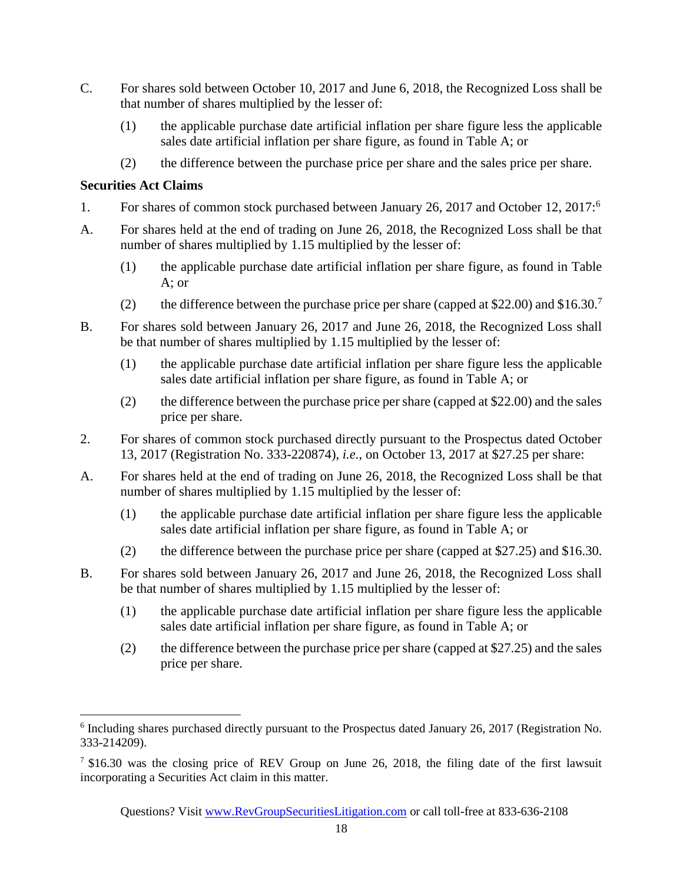C. For shares sold between October 10, 2017 and June 6, 2018, the Recognized Loss shall be that number of shares multiplied by the lesser of:

  (1) the applicable purchase date artificial inflation per share figure less the applicable sales date artificial inflation per share figure, as found in Table A; or

  (2) the difference between the purchase price per share and the sales price per share.

**Securities Act Claims**

1. For shares of common stock purchased between January 26, 2017 and October 12, 2017:[6]

A. For shares held at the end of trading on June 26, 2018, the Recognized Loss shall be that number of shares multiplied by 1.15 multiplied by the lesser of:

  (1) the applicable purchase date artificial inflation per share figure, as found in Table A; or

  (2) the difference between the purchase price per share (capped at $22.00) and $16.30.[7]

B. For shares sold between January 26, 2017 and June 26, 2018, the Recognized Loss shall be that number of shares multiplied by 1.15 multiplied by the lesser of:

  (1) the applicable purchase date artificial inflation per share figure less the applicable sales date artificial inflation per share figure, as found in Table A; or

  (2) the difference between the purchase price per share (capped at $22.00) and the sales price per share.

2. For shares of common stock purchased directly pursuant to the Prospectus dated October 13, 2017 (Registration No. 333-220874), *i.e.*, on October 13, 2017 at $27.25 per share:

A. For shares held at the end of trading on June 26, 2018, the Recognized Loss shall be that number of shares multiplied by 1.15 multiplied by the lesser of:

  (1) the applicable purchase date artificial inflation per share figure less the applicable sales date artificial inflation per share figure, as found in Table A; or

  (2) the difference between the purchase price per share (capped at $27.25) and $16.30.

B. For shares sold between January 26, 2017 and June 26, 2018, the Recognized Loss shall be that number of shares multiplied by 1.15 multiplied by the lesser of:

  (1) the applicable purchase date artificial inflation per share figure less the applicable sales date artificial inflation per share figure, as found in Table A; or

  (2) the difference between the purchase price per share (capped at $27.25) and the sales price per share.

---

[6] Including shares purchased directly pursuant to the Prospectus dated January 26, 2017 (Registration No. 333-214209).

[7] $16.30 was the closing price of REV Group on June 26, 2018, the filing date of the first lawsuit incorporating a Securities Act claim in this matter.

Questions? Visit www.RevGroupSecuritiesLitigation.com or call toll-free at 833-636-2108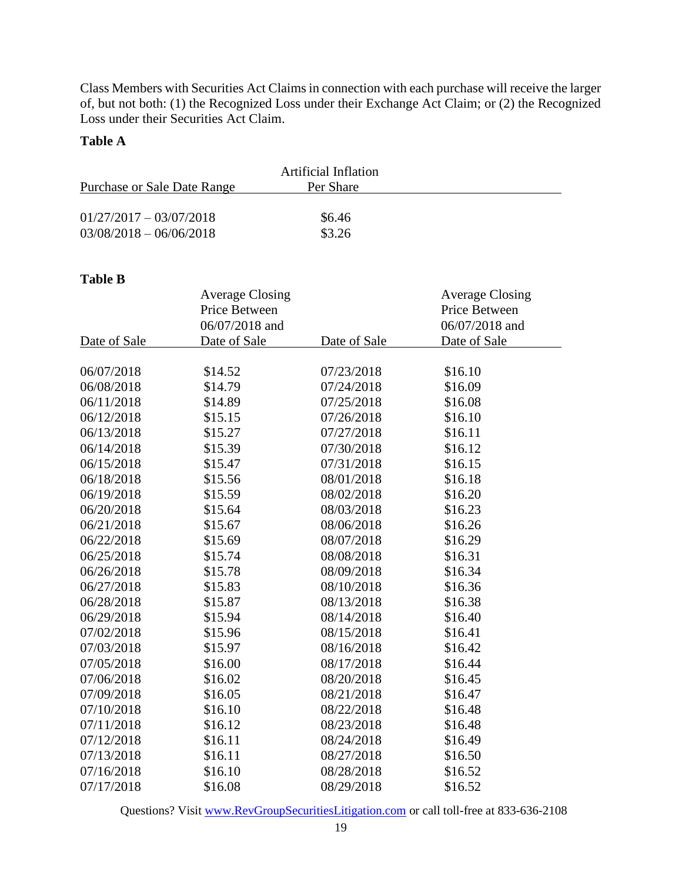Class Members with Securities Act Claims in connection with each purchase will receive the larger of, but not both: (1) the Recognized Loss under their Exchange Act Claim; or (2) the Recognized Loss under their Securities Act Claim.

**Table A**

| Purchase or Sale Date Range | Artificial Inflation Per Share |
|---|---|
| 01/27/2017 – 03/07/2018 | $6.46 |
| 03/08/2018 – 06/06/2018 | $3.26 |

**Table B**

| Date of Sale | Average Closing Price Between 06/07/2018 and Date of Sale | Date of Sale | Average Closing Price Between 06/07/2018 and Date of Sale |
|---|---|---|---|
| 06/07/2018 | $14.52 | 07/23/2018 | $16.10 |
| 06/08/2018 | $14.79 | 07/24/2018 | $16.09 |
| 06/11/2018 | $14.89 | 07/25/2018 | $16.08 |
| 06/12/2018 | $15.15 | 07/26/2018 | $16.10 |
| 06/13/2018 | $15.27 | 07/27/2018 | $16.11 |
| 06/14/2018 | $15.39 | 07/30/2018 | $16.12 |
| 06/15/2018 | $15.47 | 07/31/2018 | $16.15 |
| 06/18/2018 | $15.56 | 08/01/2018 | $16.18 |
| 06/19/2018 | $15.59 | 08/02/2018 | $16.20 |
| 06/20/2018 | $15.64 | 08/03/2018 | $16.23 |
| 06/21/2018 | $15.67 | 08/06/2018 | $16.26 |
| 06/22/2018 | $15.69 | 08/07/2018 | $16.29 |
| 06/25/2018 | $15.74 | 08/08/2018 | $16.31 |
| 06/26/2018 | $15.78 | 08/09/2018 | $16.34 |
| 06/27/2018 | $15.83 | 08/10/2018 | $16.36 |
| 06/28/2018 | $15.87 | 08/13/2018 | $16.38 |
| 06/29/2018 | $15.94 | 08/14/2018 | $16.40 |
| 07/02/2018 | $15.96 | 08/15/2018 | $16.41 |
| 07/03/2018 | $15.97 | 08/16/2018 | $16.42 |
| 07/05/2018 | $16.00 | 08/17/2018 | $16.44 |
| 07/06/2018 | $16.02 | 08/20/2018 | $16.45 |
| 07/09/2018 | $16.05 | 08/21/2018 | $16.47 |
| 07/10/2018 | $16.10 | 08/22/2018 | $16.48 |
| 07/11/2018 | $16.12 | 08/23/2018 | $16.48 |
| 07/12/2018 | $16.11 | 08/24/2018 | $16.49 |
| 07/13/2018 | $16.11 | 08/27/2018 | $16.50 |
| 07/16/2018 | $16.10 | 08/28/2018 | $16.52 |
| 07/17/2018 | $16.08 | 08/29/2018 | $16.52 |

Questions? Visit www.RevGroupSecuritiesLitigation.com or call toll-free at 833-636-2108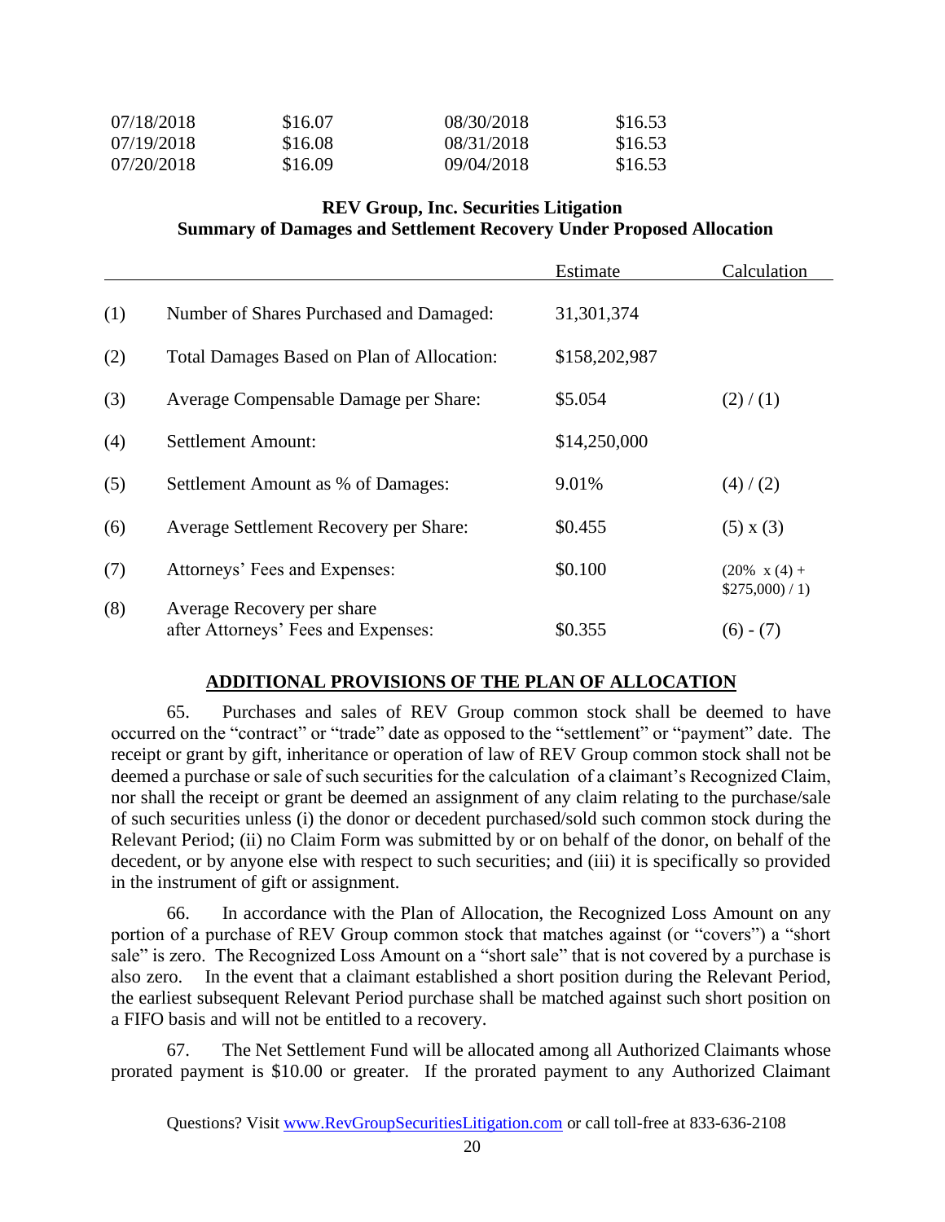| | | | |
|---|---|---|---|
| 07/18/2018 | \$16.07 | 08/30/2018 | \$16.53 |
| 07/19/2018 | \$16.08 | 08/31/2018 | \$16.53 |
| 07/20/2018 | \$16.09 | 09/04/2018 | \$16.53 |

**REV Group, Inc. Securities Litigation**
**Summary of Damages and Settlement Recovery Under Proposed Allocation**

| | | Estimate | Calculation |
|---|---|---|---|
| (1) | Number of Shares Purchased and Damaged: | 31,301,374 | |
| (2) | Total Damages Based on Plan of Allocation: | \$158,202,987 | |
| (3) | Average Compensable Damage per Share: | \$5.054 | (2) / (1) |
| (4) | Settlement Amount: | \$14,250,000 | |
| (5) | Settlement Amount as % of Damages: | 9.01% | (4) / (2) |
| (6) | Average Settlement Recovery per Share: | \$0.455 | (5) x (3) |
| (7) | Attorneys' Fees and Expenses: | \$0.100 | (20% x (4) + \$275,000) / 1) |
| (8) | Average Recovery per share after Attorneys' Fees and Expenses: | \$0.355 | (6) - (7) |

## ADDITIONAL PROVISIONS OF THE PLAN OF ALLOCATION

65. Purchases and sales of REV Group common stock shall be deemed to have occurred on the "contract" or "trade" date as opposed to the "settlement" or "payment" date. The receipt or grant by gift, inheritance or operation of law of REV Group common stock shall not be deemed a purchase or sale of such securities for the calculation of a claimant's Recognized Claim, nor shall the receipt or grant be deemed an assignment of any claim relating to the purchase/sale of such securities unless (i) the donor or decedent purchased/sold such common stock during the Relevant Period; (ii) no Claim Form was submitted by or on behalf of the donor, on behalf of the decedent, or by anyone else with respect to such securities; and (iii) it is specifically so provided in the instrument of gift or assignment.

66. In accordance with the Plan of Allocation, the Recognized Loss Amount on any portion of a purchase of REV Group common stock that matches against (or "covers") a "short sale" is zero. The Recognized Loss Amount on a "short sale" that is not covered by a purchase is also zero. In the event that a claimant established a short position during the Relevant Period, the earliest subsequent Relevant Period purchase shall be matched against such short position on a FIFO basis and will not be entitled to a recovery.

67. The Net Settlement Fund will be allocated among all Authorized Claimants whose prorated payment is \$10.00 or greater. If the prorated payment to any Authorized Claimant

Questions? Visit www.RevGroupSecuritiesLitigation.com or call toll-free at 833-636-2108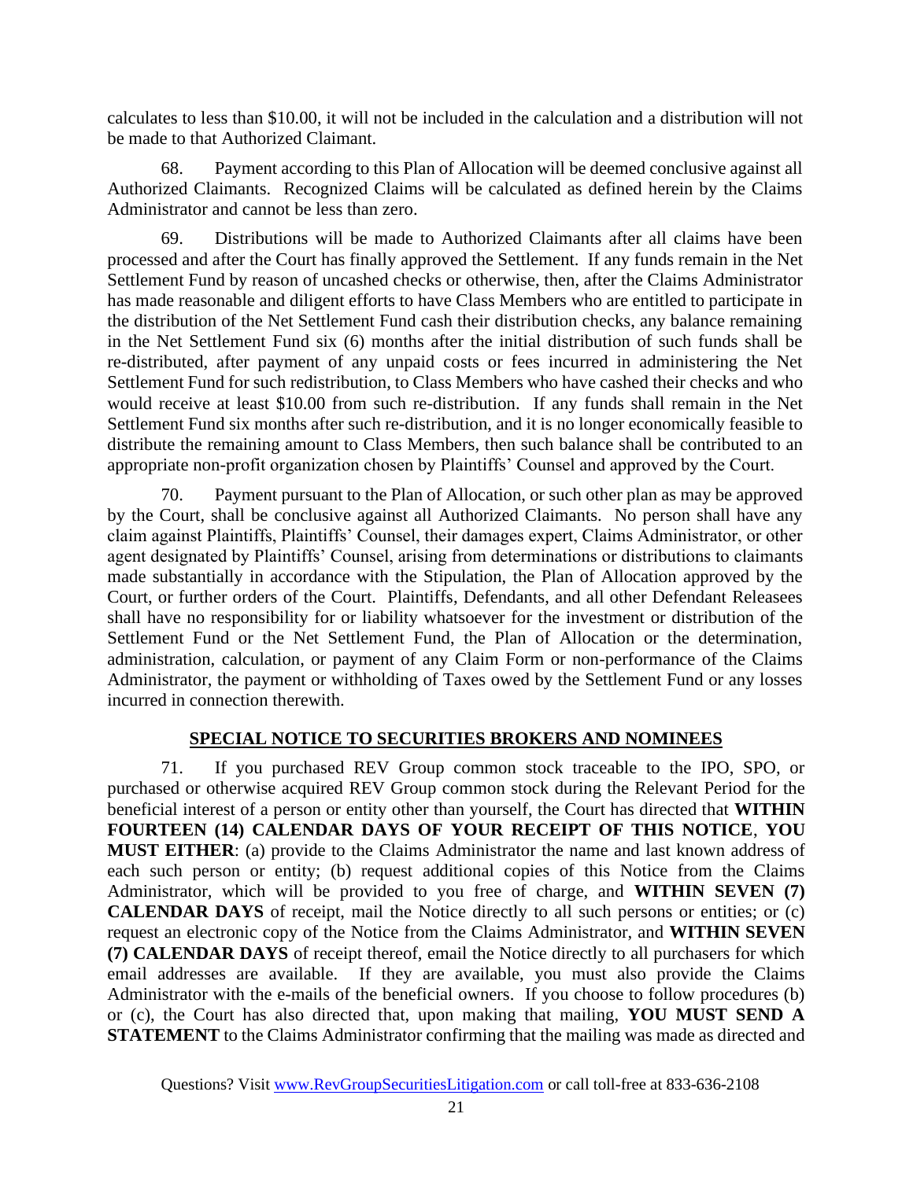calculates to less than $10.00, it will not be included in the calculation and a distribution will not be made to that Authorized Claimant.

68. Payment according to this Plan of Allocation will be deemed conclusive against all Authorized Claimants. Recognized Claims will be calculated as defined herein by the Claims Administrator and cannot be less than zero.

69. Distributions will be made to Authorized Claimants after all claims have been processed and after the Court has finally approved the Settlement. If any funds remain in the Net Settlement Fund by reason of uncashed checks or otherwise, then, after the Claims Administrator has made reasonable and diligent efforts to have Class Members who are entitled to participate in the distribution of the Net Settlement Fund cash their distribution checks, any balance remaining in the Net Settlement Fund six (6) months after the initial distribution of such funds shall be re-distributed, after payment of any unpaid costs or fees incurred in administering the Net Settlement Fund for such redistribution, to Class Members who have cashed their checks and who would receive at least $10.00 from such re-distribution. If any funds shall remain in the Net Settlement Fund six months after such re-distribution, and it is no longer economically feasible to distribute the remaining amount to Class Members, then such balance shall be contributed to an appropriate non-profit organization chosen by Plaintiffs' Counsel and approved by the Court.

70. Payment pursuant to the Plan of Allocation, or such other plan as may be approved by the Court, shall be conclusive against all Authorized Claimants. No person shall have any claim against Plaintiffs, Plaintiffs' Counsel, their damages expert, Claims Administrator, or other agent designated by Plaintiffs' Counsel, arising from determinations or distributions to claimants made substantially in accordance with the Stipulation, the Plan of Allocation approved by the Court, or further orders of the Court. Plaintiffs, Defendants, and all other Defendant Releasees shall have no responsibility for or liability whatsoever for the investment or distribution of the Settlement Fund or the Net Settlement Fund, the Plan of Allocation or the determination, administration, calculation, or payment of any Claim Form or non-performance of the Claims Administrator, the payment or withholding of Taxes owed by the Settlement Fund or any losses incurred in connection therewith.

## SPECIAL NOTICE TO SECURITIES BROKERS AND NOMINEES

71. If you purchased REV Group common stock traceable to the IPO, SPO, or purchased or otherwise acquired REV Group common stock during the Relevant Period for the beneficial interest of a person or entity other than yourself, the Court has directed that **WITHIN FOURTEEN (14) CALENDAR DAYS OF YOUR RECEIPT OF THIS NOTICE**, **YOU MUST EITHER**: (a) provide to the Claims Administrator the name and last known address of each such person or entity; (b) request additional copies of this Notice from the Claims Administrator, which will be provided to you free of charge, and **WITHIN SEVEN (7) CALENDAR DAYS** of receipt, mail the Notice directly to all such persons or entities; or (c) request an electronic copy of the Notice from the Claims Administrator, and **WITHIN SEVEN (7) CALENDAR DAYS** of receipt thereof, email the Notice directly to all purchasers for which email addresses are available. If they are available, you must also provide the Claims Administrator with the e-mails of the beneficial owners. If you choose to follow procedures (b) or (c), the Court has also directed that, upon making that mailing, **YOU MUST SEND A STATEMENT** to the Claims Administrator confirming that the mailing was made as directed and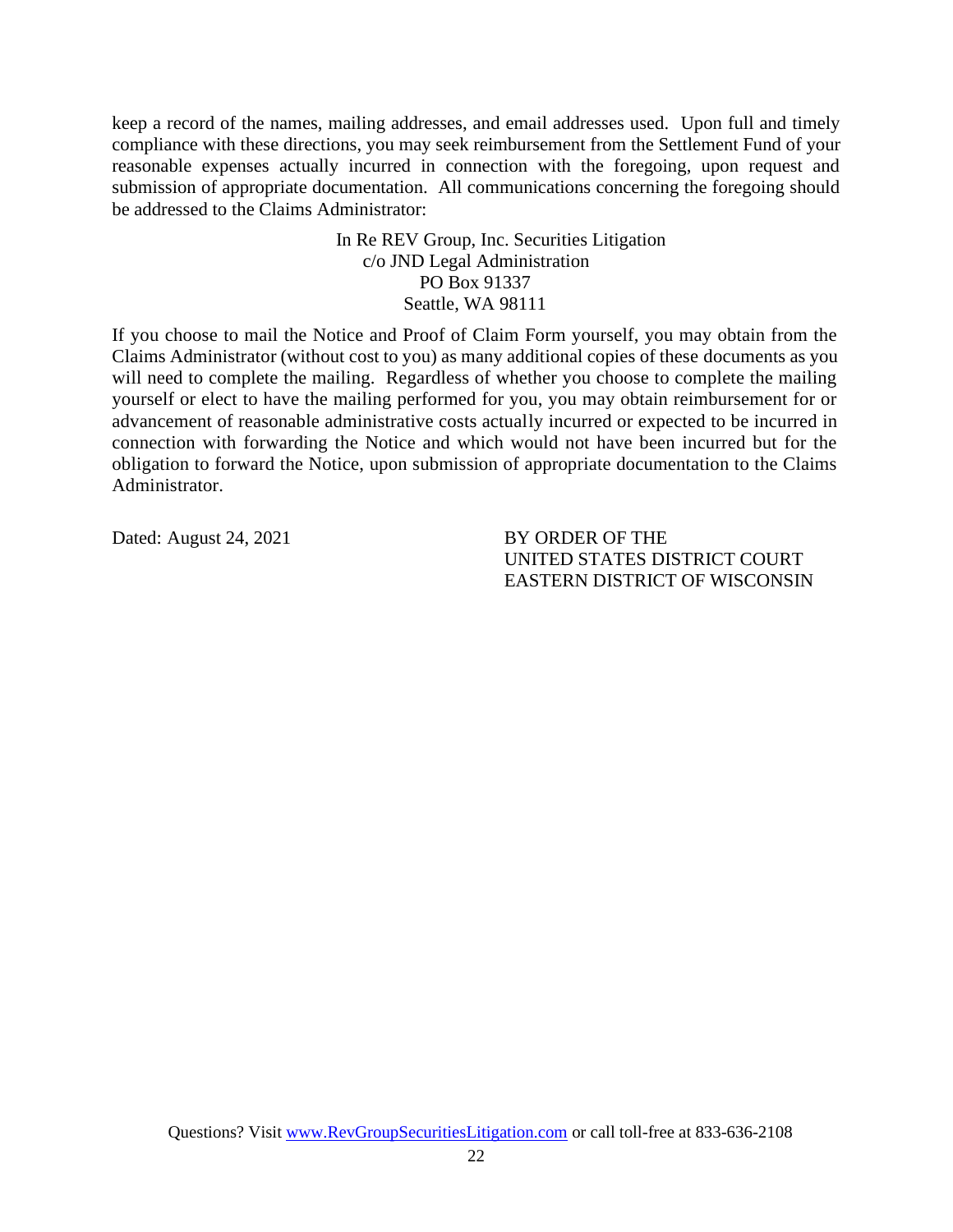keep a record of the names, mailing addresses, and email addresses used. Upon full and timely compliance with these directions, you may seek reimbursement from the Settlement Fund of your reasonable expenses actually incurred in connection with the foregoing, upon request and submission of appropriate documentation. All communications concerning the foregoing should be addressed to the Claims Administrator:

In Re REV Group, Inc. Securities Litigation
c/o JND Legal Administration
PO Box 91337
Seattle, WA 98111

If you choose to mail the Notice and Proof of Claim Form yourself, you may obtain from the Claims Administrator (without cost to you) as many additional copies of these documents as you will need to complete the mailing. Regardless of whether you choose to complete the mailing yourself or elect to have the mailing performed for you, you may obtain reimbursement for or advancement of reasonable administrative costs actually incurred or expected to be incurred in connection with forwarding the Notice and which would not have been incurred but for the obligation to forward the Notice, upon submission of appropriate documentation to the Claims Administrator.

Dated: August 24, 2021

BY ORDER OF THE
UNITED STATES DISTRICT COURT
EASTERN DISTRICT OF WISCONSIN